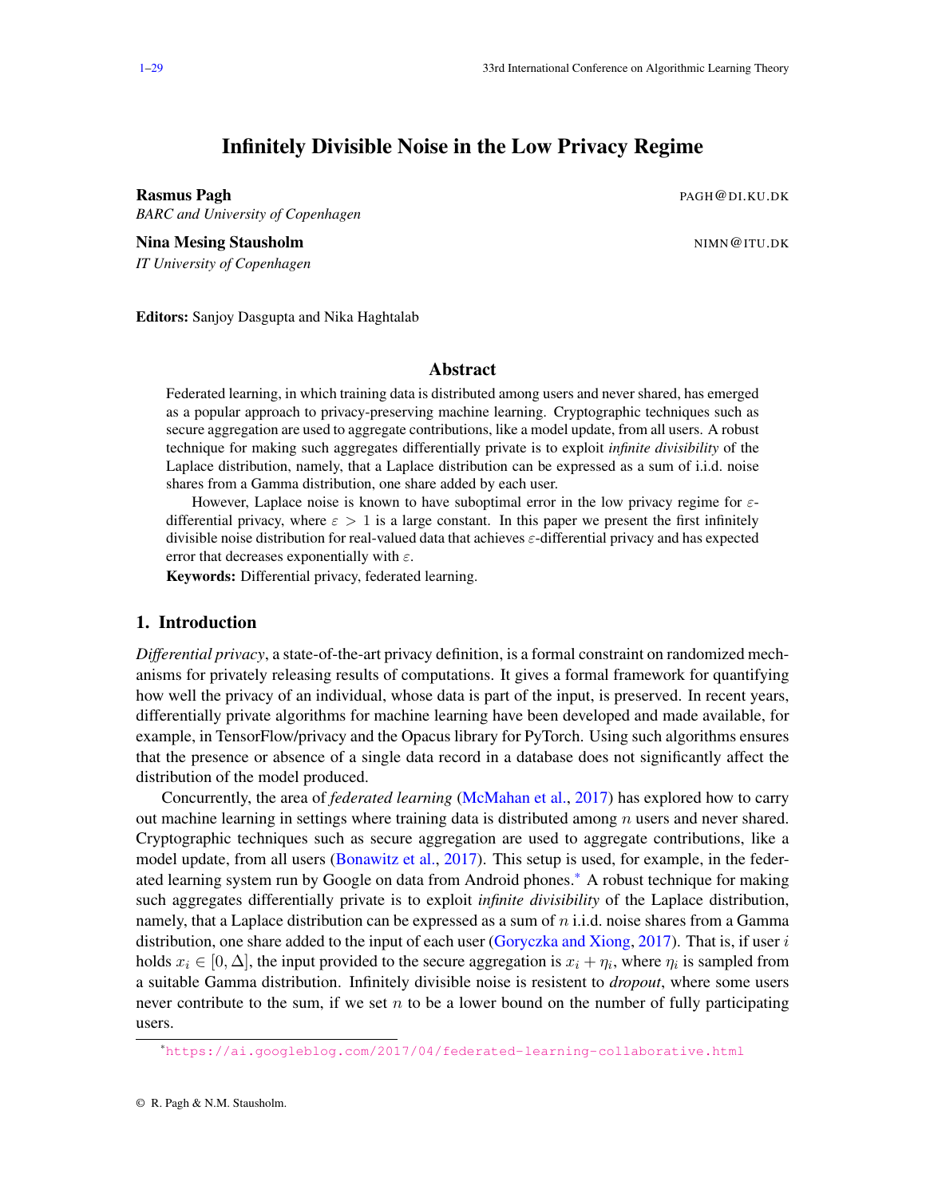# Infinitely Divisible Noise in the Low Privacy Regime

**Rasmus Pagh** PAGH@DI.KU.DK
*BARC and University of Copenhagen*

**Nina Mesing Stausholm** NIMN@ITU.DK
*IT University of Copenhagen*

**Editors:** Sanjoy Dasgupta and Nika Haghtalab

## Abstract

Federated learning, in which training data is distributed among users and never shared, has emerged as a popular approach to privacy-preserving machine learning. Cryptographic techniques such as secure aggregation are used to aggregate contributions, like a model update, from all users. A robust technique for making such aggregates differentially private is to exploit *infinite divisibility* of the Laplace distribution, namely, that a Laplace distribution can be expressed as a sum of i.i.d. noise shares from a Gamma distribution, one share added by each user.

However, Laplace noise is known to have suboptimal error in the low privacy regime for $\varepsilon$-differential privacy, where $\varepsilon > 1$ is a large constant. In this paper we present the first infinitely divisible noise distribution for real-valued data that achieves $\varepsilon$-differential privacy and has expected error that decreases exponentially with $\varepsilon$.

**Keywords:** Differential privacy, federated learning.

## 1. Introduction

*Differential privacy*, a state-of-the-art privacy definition, is a formal constraint on randomized mechanisms for privately releasing results of computations. It gives a formal framework for quantifying how well the privacy of an individual, whose data is part of the input, is preserved. In recent years, differentially private algorithms for machine learning have been developed and made available, for example, in TensorFlow/privacy and the Opacus library for PyTorch. Using such algorithms ensures that the presence or absence of a single data record in a database does not significantly affect the distribution of the model produced.

Concurrently, the area of *federated learning* (McMahan et al., 2017) has explored how to carry out machine learning in settings where training data is distributed among $n$ users and never shared. Cryptographic techniques such as secure aggregation are used to aggregate contributions, like a model update, from all users (Bonawitz et al., 2017). This setup is used, for example, in the federated learning system run by Google on data from Android phones.[*] A robust technique for making such aggregates differentially private is to exploit *infinite divisibility* of the Laplace distribution, namely, that a Laplace distribution can be expressed as a sum of $n$ i.i.d. noise shares from a Gamma distribution, one share added to the input of each user (Goryczka and Xiong, 2017). That is, if user $i$ holds $x_i \in [0, \Delta]$, the input provided to the secure aggregation is $x_i + \eta_i$, where $\eta_i$ is sampled from a suitable Gamma distribution. Infinitely divisible noise is resistent to *dropout*, where some users never contribute to the sum, if we set $n$ to be a lower bound on the number of fully participating users.

[*] https://ai.googleblog.com/2017/04/federated-learning-collaborative.html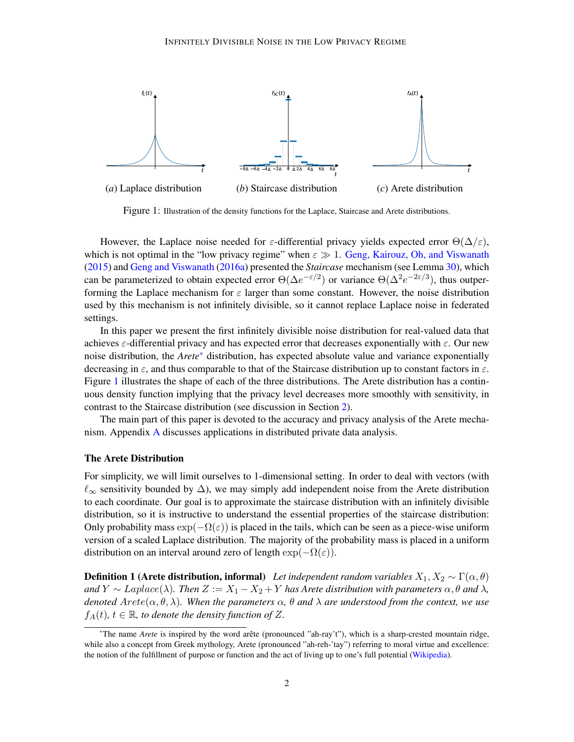(a) Laplace distribution (b) Staircase distribution (c) Arete distribution

Figure 1: Illustration of the density functions for the Laplace, Staircase and Arete distributions.

However, the Laplace noise needed for $\varepsilon$-differential privacy yields expected error $\Theta(\Delta/\varepsilon)$, which is not optimal in the "low privacy regime" when $\varepsilon \gg 1$. Geng, Kairouz, Oh, and Viswanath (2015) and Geng and Viswanath (2016a) presented the *Staircase* mechanism (see Lemma 30), which can be parameterized to obtain expected error $\Theta(\Delta e^{-\varepsilon/2})$ or variance $\Theta(\Delta^2 e^{-2\varepsilon/3})$, thus outperforming the Laplace mechanism for $\varepsilon$ larger than some constant. However, the noise distribution used by this mechanism is not infinitely divisible, so it cannot replace Laplace noise in federated settings.

In this paper we present the first infinitely divisible noise distribution for real-valued data that achieves $\varepsilon$-differential privacy and has expected error that decreases exponentially with $\varepsilon$. Our new noise distribution, the *Arete*[*] distribution, has expected absolute value and variance exponentially decreasing in $\varepsilon$, and thus comparable to that of the Staircase distribution up to constant factors in $\varepsilon$. Figure 1 illustrates the shape of each of the three distributions. The Arete distribution has a continuous density function implying that the privacy level decreases more smoothly with sensitivity, in contrast to the Staircase distribution (see discussion in Section 2).

The main part of this paper is devoted to the accuracy and privacy analysis of the Arete mechanism. Appendix A discusses applications in distributed private data analysis.

### The Arete Distribution

For simplicity, we will limit ourselves to 1-dimensional setting. In order to deal with vectors (with $\ell_\infty$ sensitivity bounded by $\Delta$), we may simply add independent noise from the Arete distribution to each coordinate. Our goal is to approximate the staircase distribution with an infinitely divisible distribution, so it is instructive to understand the essential properties of the staircase distribution: Only probability mass $\exp(-\Omega(\varepsilon))$ is placed in the tails, which can be seen as a piece-wise uniform version of a scaled Laplace distribution. The majority of the probability mass is placed in a uniform distribution on an interval around zero of length $\exp(-\Omega(\varepsilon))$.

**Definition 1 (Arete distribution, informal)** *Let independent random variables $X_1, X_2 \sim \Gamma(\alpha, \theta)$ and $Y \sim Laplace(\lambda)$. Then $Z := X_1 - X_2 + Y$ has Arete distribution with parameters $\alpha, \theta$ and $\lambda$, denoted $Arete(\alpha, \theta, \lambda)$. When the parameters $\alpha$, $\theta$ and $\lambda$ are understood from the context, we use $f_A(t)$, $t \in \mathbb{R}$, to denote the density function of $Z$.*

[*] The name *Arete* is inspired by the word arête (pronounced "ah-ray't"), which is a sharp-crested mountain ridge, while also a concept from Greek mythology, Arete (pronounced "ah-reh-'tay") referring to moral virtue and excellence: the notion of the fulfillment of purpose or function and the act of living up to one's full potential (Wikipedia).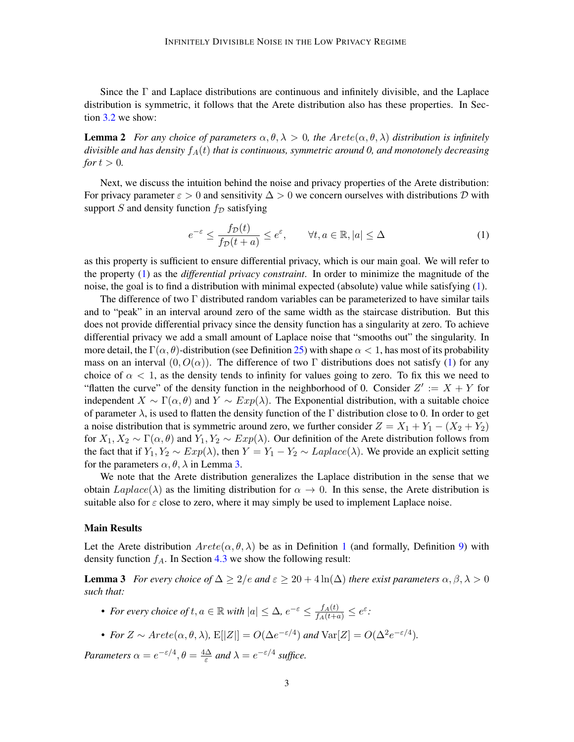Since the $\Gamma$ and Laplace distributions are continuous and infinitely divisible, and the Laplace distribution is symmetric, it follows that the Arete distribution also has these properties. In Section 3.2 we show:

**Lemma 2** *For any choice of parameters $\alpha, \theta, \lambda > 0$, the $Arete(\alpha, \theta, \lambda)$ distribution is infinitely divisible and has density $f_A(t)$ that is continuous, symmetric around 0, and monotonely decreasing for $t > 0$.*

Next, we discuss the intuition behind the noise and privacy properties of the Arete distribution: For privacy parameter $\varepsilon > 0$ and sensitivity $\Delta > 0$ we concern ourselves with distributions $\mathcal{D}$ with support $S$ and density function $f_{\mathcal{D}}$ satisfying

$$e^{-\varepsilon} \leq \frac{f_{\mathcal{D}}(t)}{f_{\mathcal{D}}(t+a)} \leq e^{\varepsilon}, \qquad \forall t, a \in \mathbb{R}, |a| \leq \Delta \tag{1}$$

as this property is sufficient to ensure differential privacy, which is our main goal. We will refer to the property (1) as the *differential privacy constraint*. In order to minimize the magnitude of the noise, the goal is to find a distribution with minimal expected (absolute) value while satisfying (1).

The difference of two $\Gamma$ distributed random variables can be parameterized to have similar tails and to "peak" in an interval around zero of the same width as the staircase distribution. But this does not provide differential privacy since the density function has a singularity at zero. To achieve differential privacy we add a small amount of Laplace noise that "smooths out" the singularity. In more detail, the $\Gamma(\alpha, \theta)$-distribution (see Definition 25) with shape $\alpha < 1$, has most of its probability mass on an interval $(0, O(\alpha))$. The difference of two $\Gamma$ distributions does not satisfy (1) for any choice of $\alpha < 1$, as the density tends to infinity for values going to zero. To fix this we need to "flatten the curve" of the density function in the neighborhood of 0. Consider $Z' := X + Y$ for independent $X \sim \Gamma(\alpha, \theta)$ and $Y \sim Exp(\lambda)$. The Exponential distribution, with a suitable choice of parameter $\lambda$, is used to flatten the density function of the $\Gamma$ distribution close to 0. In order to get a noise distribution that is symmetric around zero, we further consider $Z = X_1 + Y_1 - (X_2 + Y_2)$ for $X_1, X_2 \sim \Gamma(\alpha, \theta)$ and $Y_1, Y_2 \sim Exp(\lambda)$. Our definition of the Arete distribution follows from the fact that if $Y_1, Y_2 \sim Exp(\lambda)$, then $Y = Y_1 - Y_2 \sim Laplace(\lambda)$. We provide an explicit setting for the parameters $\alpha, \theta, \lambda$ in Lemma 3.

We note that the Arete distribution generalizes the Laplace distribution in the sense that we obtain $Laplace(\lambda)$ as the limiting distribution for $\alpha \to 0$. In this sense, the Arete distribution is suitable also for $\varepsilon$ close to zero, where it may simply be used to implement Laplace noise.

### Main Results

Let the Arete distribution $Arete(\alpha, \theta, \lambda)$ be as in Definition 1 (and formally, Definition 9) with density function $f_A$. In Section 4.3 we show the following result:

**Lemma 3** *For every choice of $\Delta \geq 2/e$ and $\varepsilon \geq 20 + 4\ln(\Delta)$ there exist parameters $\alpha, \beta, \lambda > 0$ such that:*

- *For every choice of $t, a \in \mathbb{R}$ with $|a| \leq \Delta$, $e^{-\varepsilon} \leq \frac{f_A(t)}{f_A(t+a)} \leq e^{\varepsilon}$;*
- *For $Z \sim Arete(\alpha, \theta, \lambda)$, $\mathrm{E}[|Z|] = O(\Delta e^{-\varepsilon/4})$ and $\mathrm{Var}[Z] = O(\Delta^2 e^{-\varepsilon/4})$.*

*Parameters $\alpha = e^{-\varepsilon/4}, \theta = \frac{4\Delta}{\varepsilon}$ and $\lambda = e^{-\varepsilon/4}$ suffice.*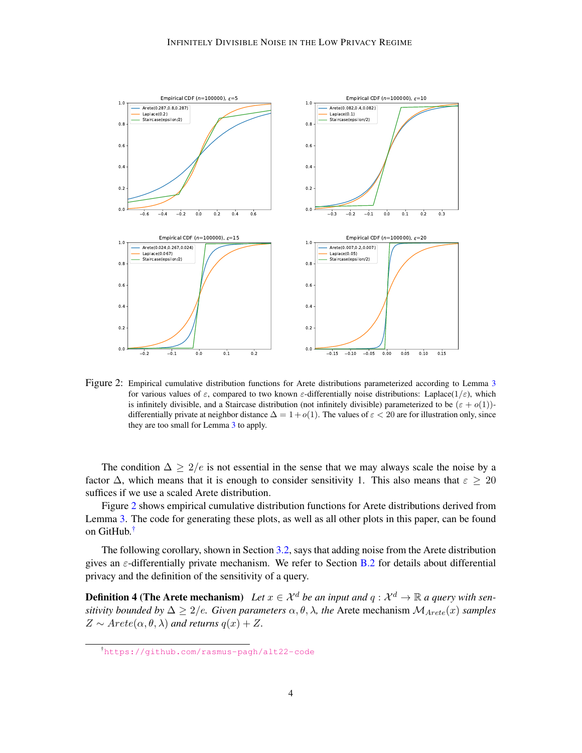Figure 2: Empirical cumulative distribution functions for Arete distributions parameterized according to Lemma 3 for various values of $\varepsilon$, compared to two known $\varepsilon$-differentially noise distributions: Laplace($1/\varepsilon$), which is infinitely divisible, and a Staircase distribution (not infinitely divisible) parameterized to be $(\varepsilon + o(1))$-differentially private at neighbor distance $\Delta = 1 + o(1)$. The values of $\varepsilon < 20$ are for illustration only, since they are too small for Lemma 3 to apply.

The condition $\Delta \geq 2/e$ is not essential in the sense that we may always scale the noise by a factor $\Delta$, which means that it is enough to consider sensitivity 1. This also means that $\varepsilon \geq 20$ suffices if we use a scaled Arete distribution.

Figure 2 shows empirical cumulative distribution functions for Arete distributions derived from Lemma 3. The code for generating these plots, as well as all other plots in this paper, can be found on GitHub.[†]

The following corollary, shown in Section 3.2, says that adding noise from the Arete distribution gives an $\varepsilon$-differentially private mechanism. We refer to Section B.2 for details about differential privacy and the definition of the sensitivity of a query.

**Definition 4 (The Arete mechanism)** *Let $x \in \mathcal{X}^d$ be an input and $q : \mathcal{X}^d \to \mathbb{R}$ a query with sensitivity bounded by $\Delta \geq 2/e$. Given parameters $\alpha, \theta, \lambda$, the* Arete mechanism *$\mathcal{M}_{Arete}(x)$ samples $Z \sim Arete(\alpha, \theta, \lambda)$ and returns $q(x) + Z$.*

[†] https://github.com/rasmus-pagh/alt22-code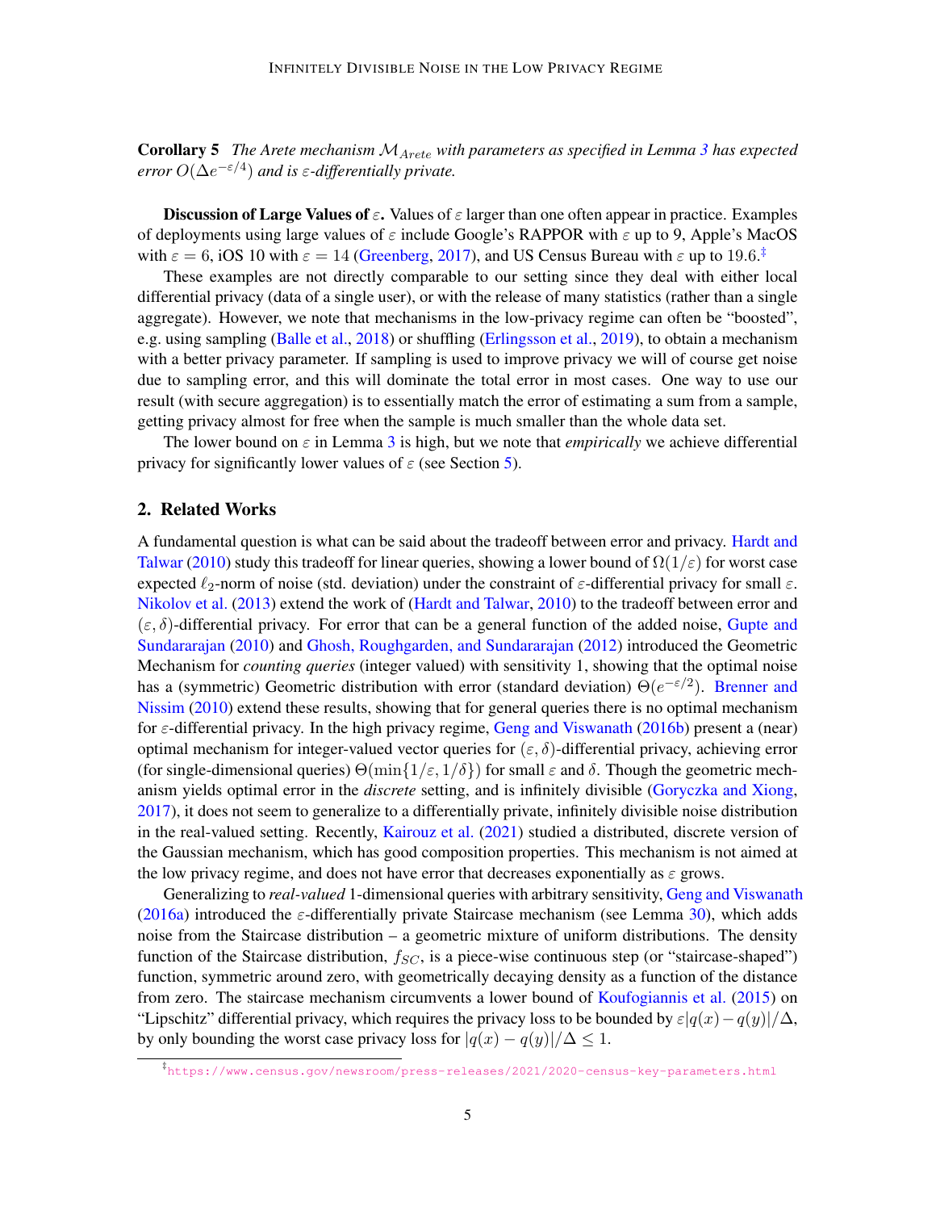**Corollary 5** *The Arete mechanism $\mathcal{M}_{Arete}$ with parameters as specified in Lemma 3 has expected error $O(\Delta e^{-\varepsilon/4})$ and is $\varepsilon$-differentially private.*

**Discussion of Large Values of $\varepsilon$.** Values of $\varepsilon$ larger than one often appear in practice. Examples of deployments using large values of $\varepsilon$ include Google's RAPPOR with $\varepsilon$ up to 9, Apple's MacOS with $\varepsilon = 6$, iOS 10 with $\varepsilon = 14$ (Greenberg, 2017), and US Census Bureau with $\varepsilon$ up to 19.6.[‡]

These examples are not directly comparable to our setting since they deal with either local differential privacy (data of a single user), or with the release of many statistics (rather than a single aggregate). However, we note that mechanisms in the low-privacy regime can often be "boosted", e.g. using sampling (Balle et al., 2018) or shuffling (Erlingsson et al., 2019), to obtain a mechanism with a better privacy parameter. If sampling is used to improve privacy we will of course get noise due to sampling error, and this will dominate the total error in most cases. One way to use our result (with secure aggregation) is to essentially match the error of estimating a sum from a sample, getting privacy almost for free when the sample is much smaller than the whole data set.

The lower bound on $\varepsilon$ in Lemma 3 is high, but we note that *empirically* we achieve differential privacy for significantly lower values of $\varepsilon$ (see Section 5).

## 2. Related Works

A fundamental question is what can be said about the tradeoff between error and privacy. Hardt and Talwar (2010) study this tradeoff for linear queries, showing a lower bound of $\Omega(1/\varepsilon)$ for worst case expected $\ell_2$-norm of noise (std. deviation) under the constraint of $\varepsilon$-differential privacy for small $\varepsilon$. Nikolov et al. (2013) extend the work of (Hardt and Talwar, 2010) to the tradeoff between error and $(\varepsilon, \delta)$-differential privacy. For error that can be a general function of the added noise, Gupte and Sundararajan (2010) and Ghosh, Roughgarden, and Sundararajan (2012) introduced the Geometric Mechanism for *counting queries* (integer valued) with sensitivity 1, showing that the optimal noise has a (symmetric) Geometric distribution with error (standard deviation) $\Theta(e^{-\varepsilon/2})$. Brenner and Nissim (2010) extend these results, showing that for general queries there is no optimal mechanism for $\varepsilon$-differential privacy. In the high privacy regime, Geng and Viswanath (2016b) present a (near) optimal mechanism for integer-valued vector queries for $(\varepsilon, \delta)$-differential privacy, achieving error (for single-dimensional queries) $\Theta(\min\{1/\varepsilon, 1/\delta\})$ for small $\varepsilon$ and $\delta$. Though the geometric mechanism yields optimal error in the *discrete* setting, and is infinitely divisible (Goryczka and Xiong, 2017), it does not seem to generalize to a differentially private, infinitely divisible noise distribution in the real-valued setting. Recently, Kairouz et al. (2021) studied a distributed, discrete version of the Gaussian mechanism, which has good composition properties. This mechanism is not aimed at the low privacy regime, and does not have error that decreases exponentially as $\varepsilon$ grows.

Generalizing to *real-valued* 1-dimensional queries with arbitrary sensitivity, Geng and Viswanath (2016a) introduced the $\varepsilon$-differentially private Staircase mechanism (see Lemma 30), which adds noise from the Staircase distribution – a geometric mixture of uniform distributions. The density function of the Staircase distribution, $f_{SC}$, is a piece-wise continuous step (or "staircase-shaped") function, symmetric around zero, with geometrically decaying density as a function of the distance from zero. The staircase mechanism circumvents a lower bound of Koufogiannis et al. (2015) on "Lipschitz" differential privacy, which requires the privacy loss to be bounded by $\varepsilon|q(x) - q(y)|/\Delta$, by only bounding the worst case privacy loss for $|q(x) - q(y)|/\Delta \leq 1$.

[‡] https://www.census.gov/newsroom/press-releases/2021/2020-census-key-parameters.html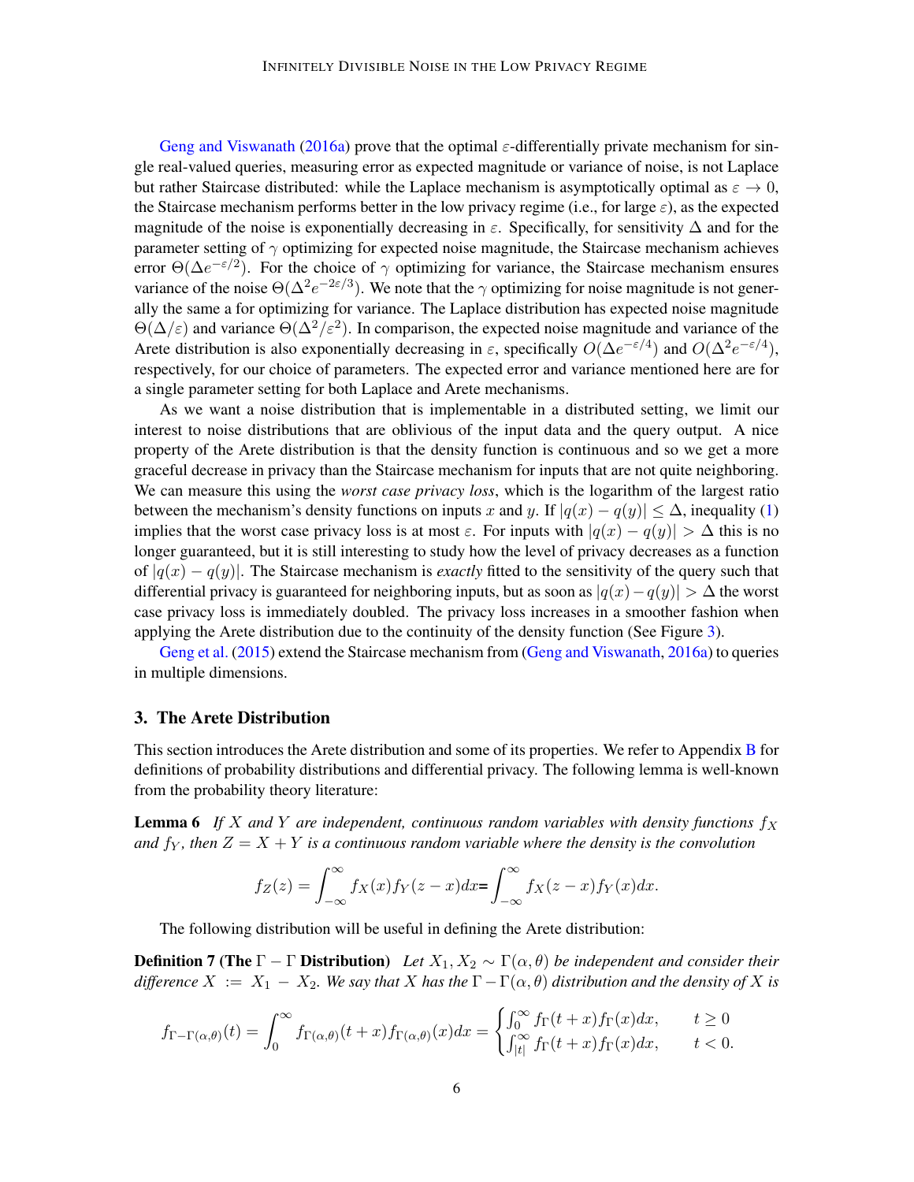Geng and Viswanath (2016a) prove that the optimal $\varepsilon$-differentially private mechanism for single real-valued queries, measuring error as expected magnitude or variance of noise, is not Laplace but rather Staircase distributed: while the Laplace mechanism is asymptotically optimal as $\varepsilon \to 0$, the Staircase mechanism performs better in the low privacy regime (i.e., for large $\varepsilon$), as the expected magnitude of the noise is exponentially decreasing in $\varepsilon$. Specifically, for sensitivity $\Delta$ and for the parameter setting of $\gamma$ optimizing for expected noise magnitude, the Staircase mechanism achieves error $\Theta(\Delta e^{-\varepsilon/2})$. For the choice of $\gamma$ optimizing for variance, the Staircase mechanism ensures variance of the noise $\Theta(\Delta^2 e^{-2\varepsilon/3})$. We note that the $\gamma$ optimizing for noise magnitude is not generally the same a for optimizing for variance. The Laplace distribution has expected noise magnitude $\Theta(\Delta/\varepsilon)$ and variance $\Theta(\Delta^2/\varepsilon^2)$. In comparison, the expected noise magnitude and variance of the Arete distribution is also exponentially decreasing in $\varepsilon$, specifically $O(\Delta e^{-\varepsilon/4})$ and $O(\Delta^2 e^{-\varepsilon/4})$, respectively, for our choice of parameters. The expected error and variance mentioned here are for a single parameter setting for both Laplace and Arete mechanisms.

As we want a noise distribution that is implementable in a distributed setting, we limit our interest to noise distributions that are oblivious of the input data and the query output. A nice property of the Arete distribution is that the density function is continuous and so we get a more graceful decrease in privacy than the Staircase mechanism for inputs that are not quite neighboring. We can measure this using the *worst case privacy loss*, which is the logarithm of the largest ratio between the mechanism's density functions on inputs $x$ and $y$. If $|q(x) - q(y)| \leq \Delta$, inequality (1) implies that the worst case privacy loss is at most $\varepsilon$. For inputs with $|q(x) - q(y)| > \Delta$ this is no longer guaranteed, but it is still interesting to study how the level of privacy decreases as a function of $|q(x) - q(y)|$. The Staircase mechanism is *exactly* fitted to the sensitivity of the query such that differential privacy is guaranteed for neighboring inputs, but as soon as $|q(x) - q(y)| > \Delta$ the worst case privacy loss is immediately doubled. The privacy loss increases in a smoother fashion when applying the Arete distribution due to the continuity of the density function (See Figure 3).

Geng et al. (2015) extend the Staircase mechanism from (Geng and Viswanath, 2016a) to queries in multiple dimensions.

## 3. The Arete Distribution

This section introduces the Arete distribution and some of its properties. We refer to Appendix B for definitions of probability distributions and differential privacy. The following lemma is well-known from the probability theory literature:

**Lemma 6** *If $X$ and $Y$ are independent, continuous random variables with density functions $f_X$ and $f_Y$, then $Z = X + Y$ is a continuous random variable where the density is the convolution*

$$f_Z(z) = \int_{-\infty}^{\infty} f_X(x) f_Y(z - x) dx = \int_{-\infty}^{\infty} f_X(z - x) f_Y(x) dx.$$

The following distribution will be useful in defining the Arete distribution:

**Definition 7 (The $\Gamma - \Gamma$ Distribution)** *Let $X_1, X_2 \sim \Gamma(\alpha, \theta)$ be independent and consider their difference $X := X_1 - X_2$. We say that $X$ has the $\Gamma - \Gamma(\alpha, \theta)$ distribution and the density of $X$ is*

$$f_{\Gamma - \Gamma(\alpha,\theta)}(t) = \int_0^{\infty} f_{\Gamma(\alpha,\theta)}(t + x) f_{\Gamma(\alpha,\theta)}(x) dx = \begin{cases} \int_0^{\infty} f_{\Gamma}(t + x) f_{\Gamma}(x) dx, & t \geq 0 \\ \int_{|t|}^{\infty} f_{\Gamma}(t + x) f_{\Gamma}(x) dx, & t < 0. \end{cases}$$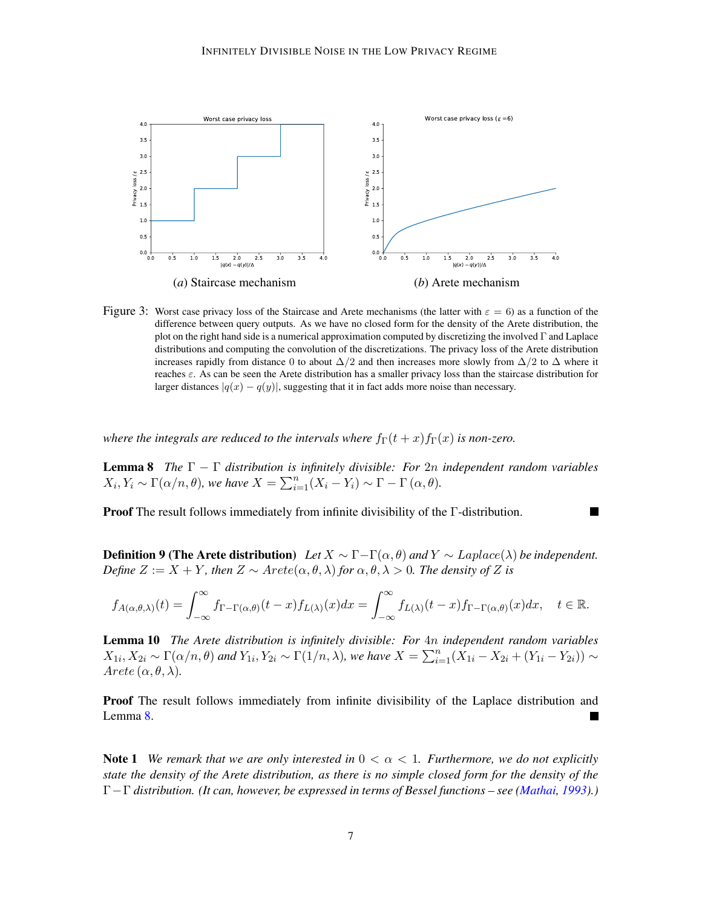(a) Staircase mechanism

(b) Arete mechanism

Figure 3: Worst case privacy loss of the Staircase and Arete mechanisms (the latter with $\varepsilon = 6$) as a function of the difference between query outputs. As we have no closed form for the density of the Arete distribution, the plot on the right hand side is a numerical approximation computed by discretizing the involved $\Gamma$ and Laplace distributions and computing the convolution of the discretizations. The privacy loss of the Arete distribution increases rapidly from distance 0 to about $\Delta/2$ and then increases more slowly from $\Delta/2$ to $\Delta$ where it reaches $\varepsilon$. As can be seen the Arete distribution has a smaller privacy loss than the staircase distribution for larger distances $|q(x) - q(y)|$, suggesting that it in fact adds more noise than necessary.

*where the integrals are reduced to the intervals where $f_\Gamma(t + x) f_\Gamma(x)$ is non-zero.*

**Lemma 8** *The $\Gamma - \Gamma$ distribution is infinitely divisible: For $2n$ independent random variables $X_i, Y_i \sim \Gamma(\alpha/n, \theta)$, we have $X = \sum_{i=1}^{n}(X_i - Y_i) \sim \Gamma - \Gamma\,(\alpha, \theta)$.*

**Proof** The result follows immediately from infinite divisibility of the $\Gamma$-distribution. ∎

**Definition 9 (The Arete distribution)** *Let $X \sim \Gamma{-}\Gamma(\alpha, \theta)$ and $Y \sim Laplace(\lambda)$ be independent. Define $Z := X + Y$, then $Z \sim Arete(\alpha, \theta, \lambda)$ for $\alpha, \theta, \lambda > 0$. The density of $Z$ is*

$$f_{A(\alpha,\theta,\lambda)}(t) = \int_{-\infty}^{\infty} f_{\Gamma-\Gamma(\alpha,\theta)}(t - x) f_{L(\lambda)}(x)dx = \int_{-\infty}^{\infty} f_{L(\lambda)}(t - x) f_{\Gamma-\Gamma(\alpha,\theta)}(x)dx, \quad t \in \mathbb{R}.$$

**Lemma 10** *The Arete distribution is infinitely divisible: For $4n$ independent random variables $X_{1i}, X_{2i} \sim \Gamma(\alpha/n, \theta)$ and $Y_{1i}, Y_{2i} \sim \Gamma(1/n, \lambda)$, we have $X = \sum_{i=1}^{n}(X_{1i} - X_{2i} + (Y_{1i} - Y_{2i})) \sim Arete\,(\alpha, \theta, \lambda)$.*

**Proof** The result follows immediately from infinite divisibility of the Laplace distribution and Lemma 8. ∎

**Note 1** *We remark that we are only interested in $0 < \alpha < 1$. Furthermore, we do not explicitly state the density of the Arete distribution, as there is no simple closed form for the density of the $\Gamma - \Gamma$ distribution. (It can, however, be expressed in terms of Bessel functions – see (Mathai, 1993).)*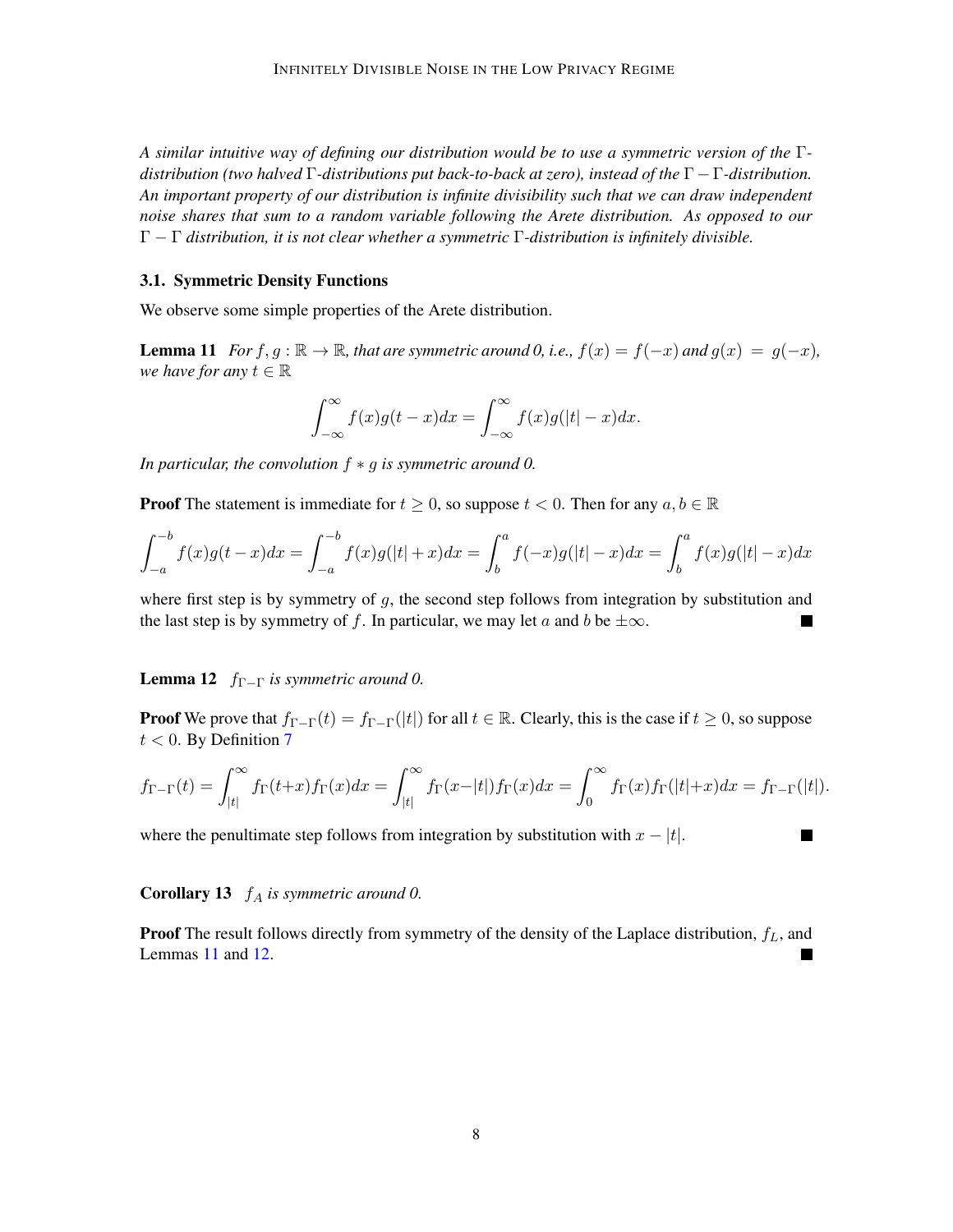*A similar intuitive way of defining our distribution would be to use a symmetric version of the $\Gamma$-distribution (two halved $\Gamma$-distributions put back-to-back at zero), instead of the $\Gamma - \Gamma$-distribution. An important property of our distribution is infinite divisibility such that we can draw independent noise shares that sum to a random variable following the Arete distribution. As opposed to our $\Gamma - \Gamma$ distribution, it is not clear whether a symmetric $\Gamma$-distribution is infinitely divisible.*

### 3.1. Symmetric Density Functions

We observe some simple properties of the Arete distribution.

**Lemma 11** *For $f, g : \mathbb{R} \to \mathbb{R}$, that are symmetric around 0, i.e., $f(x) = f(-x)$ and $g(x) = g(-x)$, we have for any $t \in \mathbb{R}$*

$$\int_{-\infty}^{\infty} f(x)g(t-x)dx = \int_{-\infty}^{\infty} f(x)g(|t|-x)dx.$$

*In particular, the convolution $f * g$ is symmetric around 0.*

**Proof** The statement is immediate for $t \geq 0$, so suppose $t < 0$. Then for any $a, b \in \mathbb{R}$

$$\int_{-a}^{-b} f(x)g(t-x)dx = \int_{-a}^{-b} f(x)g(|t|+x)dx = \int_{b}^{a} f(-x)g(|t|-x)dx = \int_{b}^{a} f(x)g(|t|-x)dx$$

where first step is by symmetry of $g$, the second step follows from integration by substitution and the last step is by symmetry of $f$. In particular, we may let $a$ and $b$ be $\pm\infty$. ∎

**Lemma 12** *$f_{\Gamma-\Gamma}$ is symmetric around 0.*

**Proof** We prove that $f_{\Gamma-\Gamma}(t) = f_{\Gamma-\Gamma}(|t|)$ for all $t \in \mathbb{R}$. Clearly, this is the case if $t \geq 0$, so suppose $t < 0$. By Definition 7

$$f_{\Gamma-\Gamma}(t) = \int_{|t|}^{\infty} f_\Gamma(t+x)f_\Gamma(x)dx = \int_{|t|}^{\infty} f_\Gamma(x-|t|)f_\Gamma(x)dx = \int_{0}^{\infty} f_\Gamma(x)f_\Gamma(|t|+x)dx = f_{\Gamma-\Gamma}(|t|).$$

where the penultimate step follows from integration by substitution with $x - |t|$. ∎

**Corollary 13** *$f_A$ is symmetric around 0.*

**Proof** The result follows directly from symmetry of the density of the Laplace distribution, $f_L$, and Lemmas 11 and 12. ∎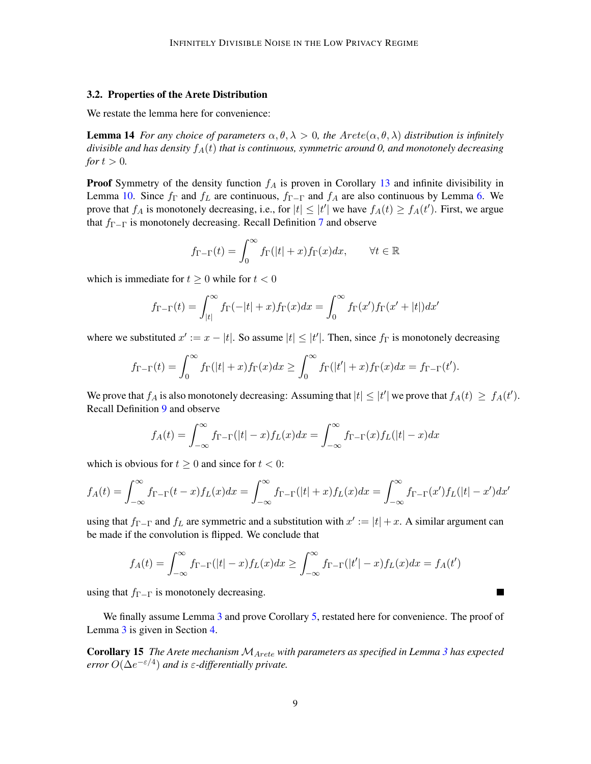### 3.2. Properties of the Arete Distribution

We restate the lemma here for convenience:

**Lemma 14** *For any choice of parameters $\alpha, \theta, \lambda > 0$, the $Arete(\alpha, \theta, \lambda)$ distribution is infinitely divisible and has density $f_A(t)$ that is continuous, symmetric around 0, and monotonely decreasing for $t > 0$.*

**Proof** Symmetry of the density function $f_A$ is proven in Corollary 13 and infinite divisibility in Lemma 10. Since $f_\Gamma$ and $f_L$ are continuous, $f_{\Gamma-\Gamma}$ and $f_A$ are also continuous by Lemma 6. We prove that $f_A$ is monotonely decreasing, i.e., for $|t| \leq |t'|$ we have $f_A(t) \geq f_A(t')$. First, we argue that $f_{\Gamma-\Gamma}$ is monotonely decreasing. Recall Definition 7 and observe

$$f_{\Gamma-\Gamma}(t) = \int_0^\infty f_\Gamma(|t| + x) f_\Gamma(x) dx, \qquad \forall t \in \mathbb{R}$$

which is immediate for $t \geq 0$ while for $t < 0$

$$f_{\Gamma-\Gamma}(t) = \int_{|t|}^\infty f_\Gamma(-|t| + x) f_\Gamma(x) dx = \int_0^\infty f_\Gamma(x') f_\Gamma(x' + |t|) dx'$$

where we substituted $x' := x - |t|$. So assume $|t| \leq |t'|$. Then, since $f_\Gamma$ is monotonely decreasing

$$f_{\Gamma-\Gamma}(t) = \int_0^\infty f_\Gamma(|t| + x) f_\Gamma(x) dx \geq \int_0^\infty f_\Gamma(|t'| + x) f_\Gamma(x) dx = f_{\Gamma-\Gamma}(t').$$

We prove that $f_A$ is also monotonely decreasing: Assuming that $|t| \leq |t'|$ we prove that $f_A(t) \geq f_A(t')$. Recall Definition 9 and observe

$$f_A(t) = \int_{-\infty}^\infty f_{\Gamma-\Gamma}(|t| - x) f_L(x) dx = \int_{-\infty}^\infty f_{\Gamma-\Gamma}(x) f_L(|t| - x) dx$$

which is obvious for $t \geq 0$ and since for $t < 0$:

$$f_A(t) = \int_{-\infty}^\infty f_{\Gamma-\Gamma}(t - x) f_L(x) dx = \int_{-\infty}^\infty f_{\Gamma-\Gamma}(|t| + x) f_L(x) dx = \int_{-\infty}^\infty f_{\Gamma-\Gamma}(x') f_L(|t| - x') dx'$$

using that $f_{\Gamma-\Gamma}$ and $f_L$ are symmetric and a substitution with $x' := |t| + x$. A similar argument can be made if the convolution is flipped. We conclude that

$$f_A(t) = \int_{-\infty}^\infty f_{\Gamma-\Gamma}(|t| - x) f_L(x) dx \geq \int_{-\infty}^\infty f_{\Gamma-\Gamma}(|t'| - x) f_L(x) dx = f_A(t')$$

using that $f_{\Gamma-\Gamma}$ is monotonely decreasing. ∎

We finally assume Lemma 3 and prove Corollary 5, restated here for convenience. The proof of Lemma 3 is given in Section 4.

**Corollary 15** *The Arete mechanism $\mathcal{M}_{Arete}$ with parameters as specified in Lemma 3 has expected error $O(\Delta e^{-\varepsilon/4})$ and is $\varepsilon$-differentially private.*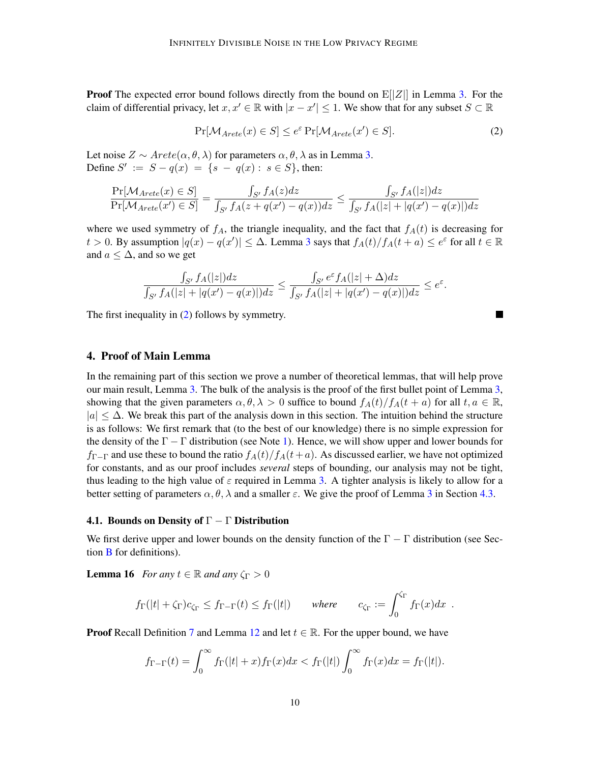**Proof** The expected error bound follows directly from the bound on $\mathrm{E}[|Z|]$ in Lemma 3. For the claim of differential privacy, let $x, x' \in \mathbb{R}$ with $|x - x'| \leq 1$. We show that for any subset $S \subset \mathbb{R}$

$$\Pr[\mathcal{M}_{Arete}(x) \in S] \leq e^{\varepsilon} \Pr[\mathcal{M}_{Arete}(x') \in S]. \tag{2}$$

Let noise $Z \sim Arete(\alpha, \theta, \lambda)$ for parameters $\alpha, \theta, \lambda$ as in Lemma 3.
Define $S' := S - q(x) = \{s - q(x) : s \in S\}$, then:

$$\frac{\Pr[\mathcal{M}_{Arete}(x) \in S]}{\Pr[\mathcal{M}_{Arete}(x') \in S]} = \frac{\int_{S'} f_A(z)dz}{\int_{S'} f_A(z + q(x') - q(x))dz} \leq \frac{\int_{S'} f_A(|z|)dz}{\int_{S'} f_A(|z| + |q(x') - q(x)|)dz}$$

where we used symmetry of $f_A$, the triangle inequality, and the fact that $f_A(t)$ is decreasing for $t > 0$. By assumption $|q(x) - q(x')| \leq \Delta$. Lemma 3 says that $f_A(t)/f_A(t + a) \leq e^{\varepsilon}$ for all $t \in \mathbb{R}$ and $a \leq \Delta$, and so we get

$$\frac{\int_{S'} f_A(|z|)dz}{\int_{S'} f_A(|z| + |q(x') - q(x)|)dz} \leq \frac{\int_{S'} e^{\varepsilon} f_A(|z| + \Delta)dz}{\int_{S'} f_A(|z| + |q(x') - q(x)|)dz} \leq e^{\varepsilon}.$$

The first inequality in (2) follows by symmetry. ∎

## 4. Proof of Main Lemma

In the remaining part of this section we prove a number of theoretical lemmas, that will help prove our main result, Lemma 3. The bulk of the analysis is the proof of the first bullet point of Lemma 3, showing that the given parameters $\alpha, \theta, \lambda > 0$ suffice to bound $f_A(t)/f_A(t + a)$ for all $t, a \in \mathbb{R}$, $|a| \leq \Delta$. We break this part of the analysis down in this section. The intuition behind the structure is as follows: We first remark that (to the best of our knowledge) there is no simple expression for the density of the $\Gamma - \Gamma$ distribution (see Note 1). Hence, we will show upper and lower bounds for $f_{\Gamma-\Gamma}$ and use these to bound the ratio $f_A(t)/f_A(t+a)$. As discussed earlier, we have not optimized for constants, and as our proof includes *several* steps of bounding, our analysis may not be tight, thus leading to the high value of $\varepsilon$ required in Lemma 3. A tighter analysis is likely to allow for a better setting of parameters $\alpha, \theta, \lambda$ and a smaller $\varepsilon$. We give the proof of Lemma 3 in Section 4.3.

### 4.1. Bounds on Density of $\Gamma - \Gamma$ Distribution

We first derive upper and lower bounds on the density function of the $\Gamma - \Gamma$ distribution (see Section B for definitions).

**Lemma 16** *For any $t \in \mathbb{R}$ and any $\zeta_\Gamma > 0$*

$$f_\Gamma(|t| + \zeta_\Gamma)c_{\zeta_\Gamma} \leq f_{\Gamma-\Gamma}(t) \leq f_\Gamma(|t|) \qquad \textit{where} \qquad c_{\zeta_\Gamma} := \int_0^{\zeta_\Gamma} f_\Gamma(x)dx \ .$$

**Proof** Recall Definition 7 and Lemma 12 and let $t \in \mathbb{R}$. For the upper bound, we have

$$f_{\Gamma-\Gamma}(t) = \int_0^{\infty} f_\Gamma(|t| + x)f_\Gamma(x)dx < f_\Gamma(|t|) \int_0^{\infty} f_\Gamma(x)dx = f_\Gamma(|t|).$$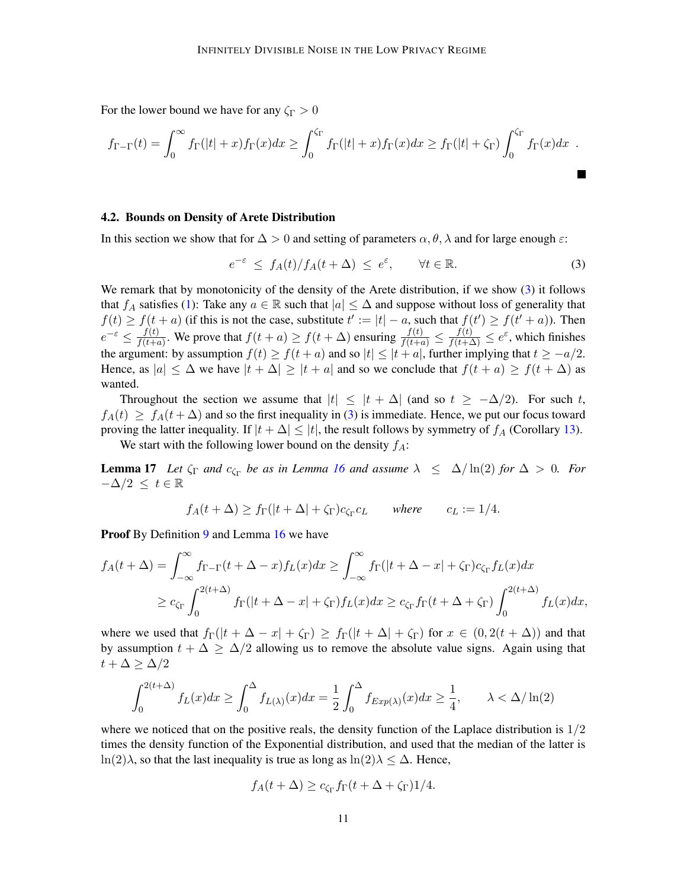For the lower bound we have for any $\zeta_\Gamma > 0$

$$f_{\Gamma-\Gamma}(t) = \int_0^\infty f_\Gamma(|t|+x) f_\Gamma(x) dx \geq \int_0^{\zeta_\Gamma} f_\Gamma(|t|+x) f_\Gamma(x) dx \geq f_\Gamma(|t|+\zeta_\Gamma) \int_0^{\zeta_\Gamma} f_\Gamma(x) dx \ .$$

■

### 4.2. Bounds on Density of Arete Distribution

In this section we show that for $\Delta > 0$ and setting of parameters $\alpha, \theta, \lambda$ and for large enough $\varepsilon$:

$$e^{-\varepsilon} \ \leq \ f_A(t)/f_A(t+\Delta) \ \leq \ e^{\varepsilon}, \qquad \forall t \in \mathbb{R}. \tag{3}$$

We remark that by monotonicity of the density of the Arete distribution, if we show (3) it follows that $f_A$ satisfies (1): Take any $a \in \mathbb{R}$ such that $|a| \leq \Delta$ and suppose without loss of generality that $f(t) \geq f(t+a)$ (if this is not the case, substitute $t' := |t| - a$, such that $f(t') \geq f(t'+a)$). Then $e^{-\varepsilon} \leq \frac{f(t)}{f(t+a)}$. We prove that $f(t+a) \geq f(t+\Delta)$ ensuring $\frac{f(t)}{f(t+a)} \leq \frac{f(t)}{f(t+\Delta)} \leq e^{\varepsilon}$, which finishes the argument: by assumption $f(t) \geq f(t+a)$ and so $|t| \leq |t+a|$, further implying that $t \geq -a/2$. Hence, as $|a| \leq \Delta$ we have $|t+\Delta| \geq |t+a|$ and so we conclude that $f(t+a) \geq f(t+\Delta)$ as wanted.

Throughout the section we assume that $|t| \leq |t+\Delta|$ (and so $t \geq -\Delta/2$). For such $t$, $f_A(t) \geq f_A(t+\Delta)$ and so the first inequality in (3) is immediate. Hence, we put our focus toward proving the latter inequality. If $|t+\Delta| \leq |t|$, the result follows by symmetry of $f_A$ (Corollary 13).

We start with the following lower bound on the density $f_A$:

**Lemma 17** *Let $\zeta_\Gamma$ and $c_{\zeta_\Gamma}$ be as in Lemma 16 and assume $\lambda \leq \Delta/\ln(2)$ for $\Delta > 0$. For $-\Delta/2 \leq t \in \mathbb{R}$*

$$f_A(t+\Delta) \geq f_\Gamma(|t+\Delta| + \zeta_\Gamma) c_{\zeta_\Gamma} c_L \qquad \textit{where} \qquad c_L := 1/4.$$

**Proof** By Definition 9 and Lemma 16 we have

$$\begin{aligned} f_A(t+\Delta) &= \int_{-\infty}^{\infty} f_{\Gamma-\Gamma}(t+\Delta-x) f_L(x) dx \geq \int_{-\infty}^{\infty} f_\Gamma(|t+\Delta-x| + \zeta_\Gamma) c_{\zeta_\Gamma} f_L(x) dx \\ &\geq c_{\zeta_\Gamma} \int_0^{2(t+\Delta)} f_\Gamma(|t+\Delta-x| + \zeta_\Gamma) f_L(x) dx \geq c_{\zeta_\Gamma} f_\Gamma(t+\Delta+\zeta_\Gamma) \int_0^{2(t+\Delta)} f_L(x) dx, \end{aligned}$$

where we used that $f_\Gamma(|t+\Delta-x| + \zeta_\Gamma) \geq f_\Gamma(|t+\Delta| + \zeta_\Gamma)$ for $x \in (0, 2(t+\Delta))$ and that by assumption $t+\Delta \geq \Delta/2$ allowing us to remove the absolute value signs. Again using that $t+\Delta \geq \Delta/2$

$$\int_0^{2(t+\Delta)} f_L(x) dx \geq \int_0^{\Delta} f_{L(\lambda)}(x) dx = \frac{1}{2} \int_0^{\Delta} f_{Exp(\lambda)}(x) dx \geq \frac{1}{4}, \qquad \lambda < \Delta/\ln(2)$$

where we noticed that on the positive reals, the density function of the Laplace distribution is $1/2$ times the density function of the Exponential distribution, and used that the median of the latter is $\ln(2)\lambda$, so that the last inequality is true as long as $\ln(2)\lambda \leq \Delta$. Hence,

$$f_A(t+\Delta) \geq c_{\zeta_\Gamma} f_\Gamma(t+\Delta+\zeta_\Gamma) 1/4.$$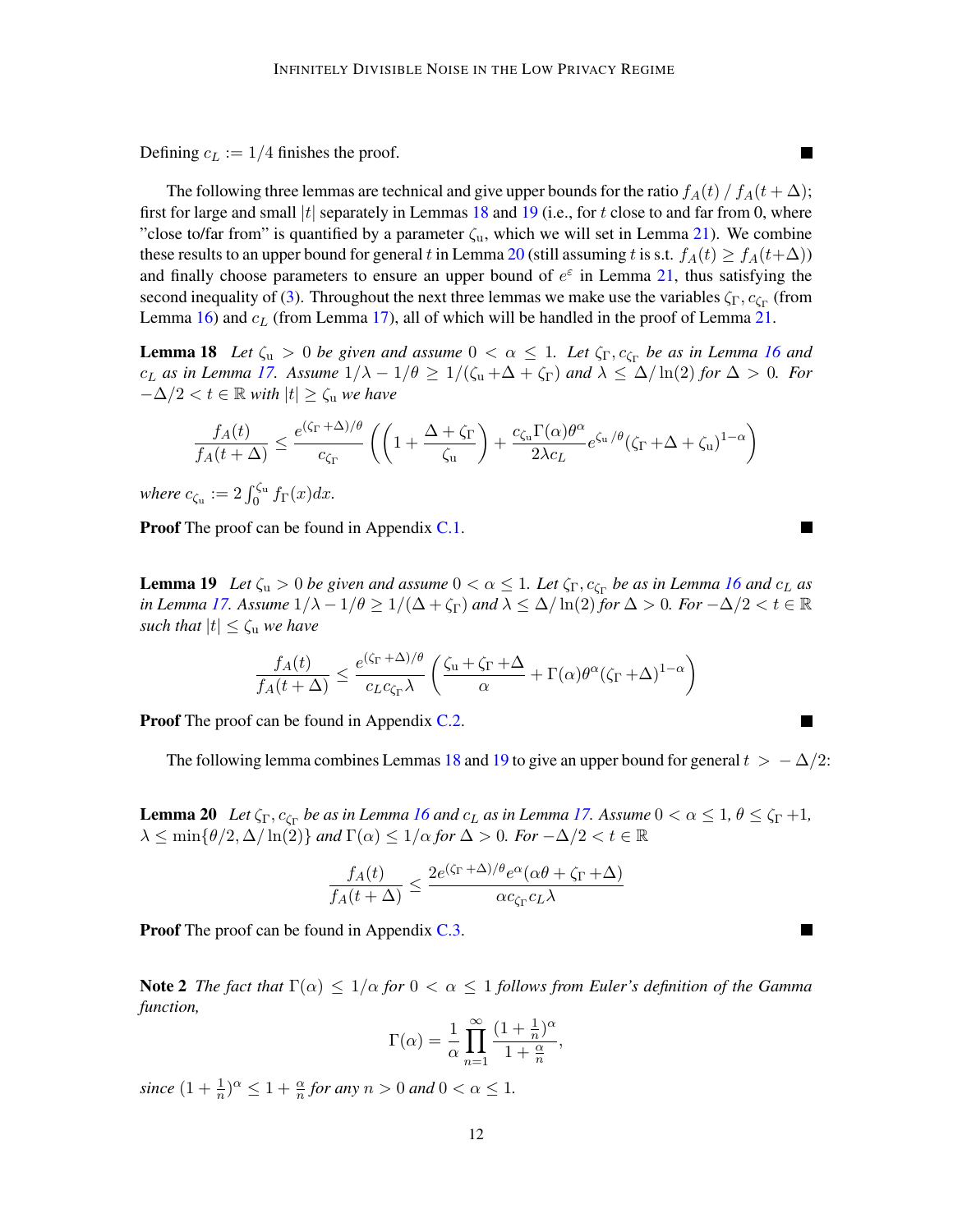Defining $c_L := 1/4$ finishes the proof. ■

The following three lemmas are technical and give upper bounds for the ratio $f_A(t) \,/\, f_A(t + \Delta)$; first for large and small $|t|$ separately in Lemmas 18 and 19 (i.e., for $t$ close to and far from 0, where "close to/far from" is quantified by a parameter $\zeta_{\mathrm{u}}$, which we will set in Lemma 21). We combine these results to an upper bound for general $t$ in Lemma 20 (still assuming $t$ is s.t. $f_A(t) \geq f_A(t+\Delta)$) and finally choose parameters to ensure an upper bound of $e^{\varepsilon}$ in Lemma 21, thus satisfying the second inequality of (3). Throughout the next three lemmas we make use the variables $\zeta_\Gamma, c_{\zeta_\Gamma}$ (from Lemma 16) and $c_L$ (from Lemma 17), all of which will be handled in the proof of Lemma 21.

**Lemma 18** *Let $\zeta_{\mathrm{u}} > 0$ be given and assume $0 < \alpha \leq 1$. Let $\zeta_\Gamma, c_{\zeta_\Gamma}$ be as in Lemma 16 and $c_L$ as in Lemma 17. Assume $1/\lambda - 1/\theta \geq 1/(\zeta_{\mathrm{u}} + \Delta + \zeta_\Gamma)$ and $\lambda \leq \Delta/\ln(2)$ for $\Delta > 0$. For $-\Delta/2 < t \in \mathbb{R}$ with $|t| \geq \zeta_{\mathrm{u}}$ we have*

$$\frac{f_A(t)}{f_A(t+\Delta)} \leq \frac{e^{(\zeta_\Gamma + \Delta)/\theta}}{c_{\zeta_\Gamma}} \left( \left( 1 + \frac{\Delta + \zeta_\Gamma}{\zeta_{\mathrm{u}}} \right) + \frac{c_{\zeta_{\mathrm{u}}} \Gamma(\alpha) \theta^\alpha}{2\lambda c_L} e^{\zeta_{\mathrm{u}}/\theta} (\zeta_\Gamma + \Delta + \zeta_{\mathrm{u}})^{1-\alpha} \right)$$

*where $c_{\zeta_{\mathrm{u}}} := 2\int_0^{\zeta_{\mathrm{u}}} f_\Gamma(x) dx$.*

**Proof** The proof can be found in Appendix C.1. ■

**Lemma 19** *Let $\zeta_{\mathrm{u}} > 0$ be given and assume $0 < \alpha \leq 1$. Let $\zeta_\Gamma, c_{\zeta_\Gamma}$ be as in Lemma 16 and $c_L$ as in Lemma 17. Assume $1/\lambda - 1/\theta \geq 1/(\Delta + \zeta_\Gamma)$ and $\lambda \leq \Delta/\ln(2)$ for $\Delta > 0$. For $-\Delta/2 < t \in \mathbb{R}$ such that $|t| \leq \zeta_{\mathrm{u}}$ we have*

$$\frac{f_A(t)}{f_A(t+\Delta)} \leq \frac{e^{(\zeta_\Gamma + \Delta)/\theta}}{c_L c_{\zeta_\Gamma} \lambda} \left( \frac{\zeta_{\mathrm{u}} + \zeta_\Gamma + \Delta}{\alpha} + \Gamma(\alpha)\theta^\alpha (\zeta_\Gamma + \Delta)^{1-\alpha} \right)$$

**Proof** The proof can be found in Appendix C.2. ■

The following lemma combines Lemmas 18 and 19 to give an upper bound for general $t > -\Delta/2$:

**Lemma 20** *Let $\zeta_\Gamma, c_{\zeta_\Gamma}$ be as in Lemma 16 and $c_L$ as in Lemma 17. Assume $0 < \alpha \leq 1$, $\theta \leq \zeta_\Gamma + 1$, $\lambda \leq \min\{\theta/2, \Delta/\ln(2)\}$ and $\Gamma(\alpha) \leq 1/\alpha$ for $\Delta > 0$. For $-\Delta/2 < t \in \mathbb{R}$*

$$\frac{f_A(t)}{f_A(t+\Delta)} \leq \frac{2e^{(\zeta_\Gamma + \Delta)/\theta} e^{\alpha} (\alpha\theta + \zeta_\Gamma + \Delta)}{\alpha c_{\zeta_\Gamma} c_L \lambda}$$

**Proof** The proof can be found in Appendix C.3. ■

**Note 2** *The fact that $\Gamma(\alpha) \leq 1/\alpha$ for $0 < \alpha \leq 1$ follows from Euler's definition of the Gamma function,*

$$\Gamma(\alpha) = \frac{1}{\alpha} \prod_{n=1}^{\infty} \frac{(1 + \frac{1}{n})^\alpha}{1 + \frac{\alpha}{n}},$$

*since $(1 + \frac{1}{n})^\alpha \leq 1 + \frac{\alpha}{n}$ for any $n > 0$ and $0 < \alpha \leq 1$.*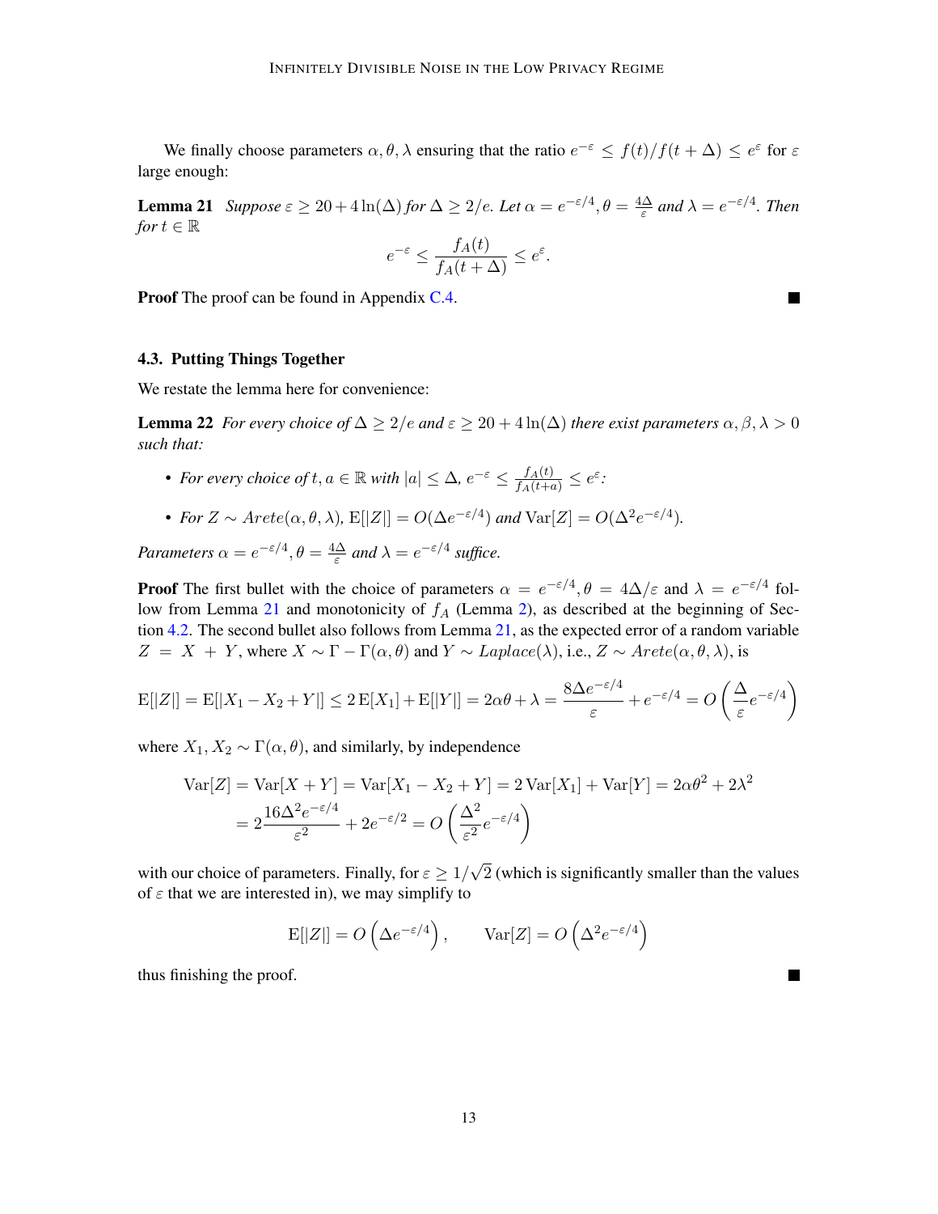We finally choose parameters $\alpha, \theta, \lambda$ ensuring that the ratio $e^{-\varepsilon} \leq f(t)/f(t+\Delta) \leq e^{\varepsilon}$ for $\varepsilon$ large enough:

**Lemma 21** *Suppose $\varepsilon \geq 20 + 4\ln(\Delta)$ for $\Delta \geq 2/e$. Let $\alpha = e^{-\varepsilon/4}, \theta = \frac{4\Delta}{\varepsilon}$ and $\lambda = e^{-\varepsilon/4}$. Then for $t \in \mathbb{R}$*

$$e^{-\varepsilon} \leq \frac{f_A(t)}{f_A(t+\Delta)} \leq e^{\varepsilon}.$$

**Proof** The proof can be found in Appendix C.4. ∎

### 4.3. Putting Things Together

We restate the lemma here for convenience:

**Lemma 22** *For every choice of $\Delta \geq 2/e$ and $\varepsilon \geq 20 + 4\ln(\Delta)$ there exist parameters $\alpha, \beta, \lambda > 0$ such that:*

- *For every choice of $t, a \in \mathbb{R}$ with $|a| \leq \Delta$, $e^{-\varepsilon} \leq \frac{f_A(t)}{f_A(t+a)} \leq e^{\varepsilon}$;*
- *For $Z \sim Arete(\alpha, \theta, \lambda)$, $\mathrm{E}[|Z|] = O(\Delta e^{-\varepsilon/4})$ and $\mathrm{Var}[Z] = O(\Delta^2 e^{-\varepsilon/4})$.*

*Parameters $\alpha = e^{-\varepsilon/4}, \theta = \frac{4\Delta}{\varepsilon}$ and $\lambda = e^{-\varepsilon/4}$ suffice.*

**Proof** The first bullet with the choice of parameters $\alpha = e^{-\varepsilon/4}, \theta = 4\Delta/\varepsilon$ and $\lambda = e^{-\varepsilon/4}$ follow from Lemma 21 and monotonicity of $f_A$ (Lemma 2), as described at the beginning of Section 4.2. The second bullet also follows from Lemma 21, as the expected error of a random variable $Z = X + Y$, where $X \sim \Gamma - \Gamma(\alpha, \theta)$ and $Y \sim Laplace(\lambda)$, i.e., $Z \sim Arete(\alpha, \theta, \lambda)$, is

$$\mathrm{E}[|Z|] = \mathrm{E}[|X_1 - X_2 + Y|] \leq 2\,\mathrm{E}[X_1] + \mathrm{E}[|Y|] = 2\alpha\theta + \lambda = \frac{8\Delta e^{-\varepsilon/4}}{\varepsilon} + e^{-\varepsilon/4} = O\left(\frac{\Delta}{\varepsilon} e^{-\varepsilon/4}\right)$$

where $X_1, X_2 \sim \Gamma(\alpha, \theta)$, and similarly, by independence

$$\begin{aligned}
\mathrm{Var}[Z] = \mathrm{Var}[X+Y] &= \mathrm{Var}[X_1 - X_2 + Y] = 2\,\mathrm{Var}[X_1] + \mathrm{Var}[Y] = 2\alpha\theta^2 + 2\lambda^2 \\
&= 2\frac{16\Delta^2 e^{-\varepsilon/4}}{\varepsilon^2} + 2e^{-\varepsilon/2} = O\left(\frac{\Delta^2}{\varepsilon^2} e^{-\varepsilon/4}\right)
\end{aligned}$$

with our choice of parameters. Finally, for $\varepsilon \geq 1/\sqrt{2}$ (which is significantly smaller than the values of $\varepsilon$ that we are interested in), we may simplify to

$$\mathrm{E}[|Z|] = O\left(\Delta e^{-\varepsilon/4}\right), \qquad \mathrm{Var}[Z] = O\left(\Delta^2 e^{-\varepsilon/4}\right)$$

thus finishing the proof. ∎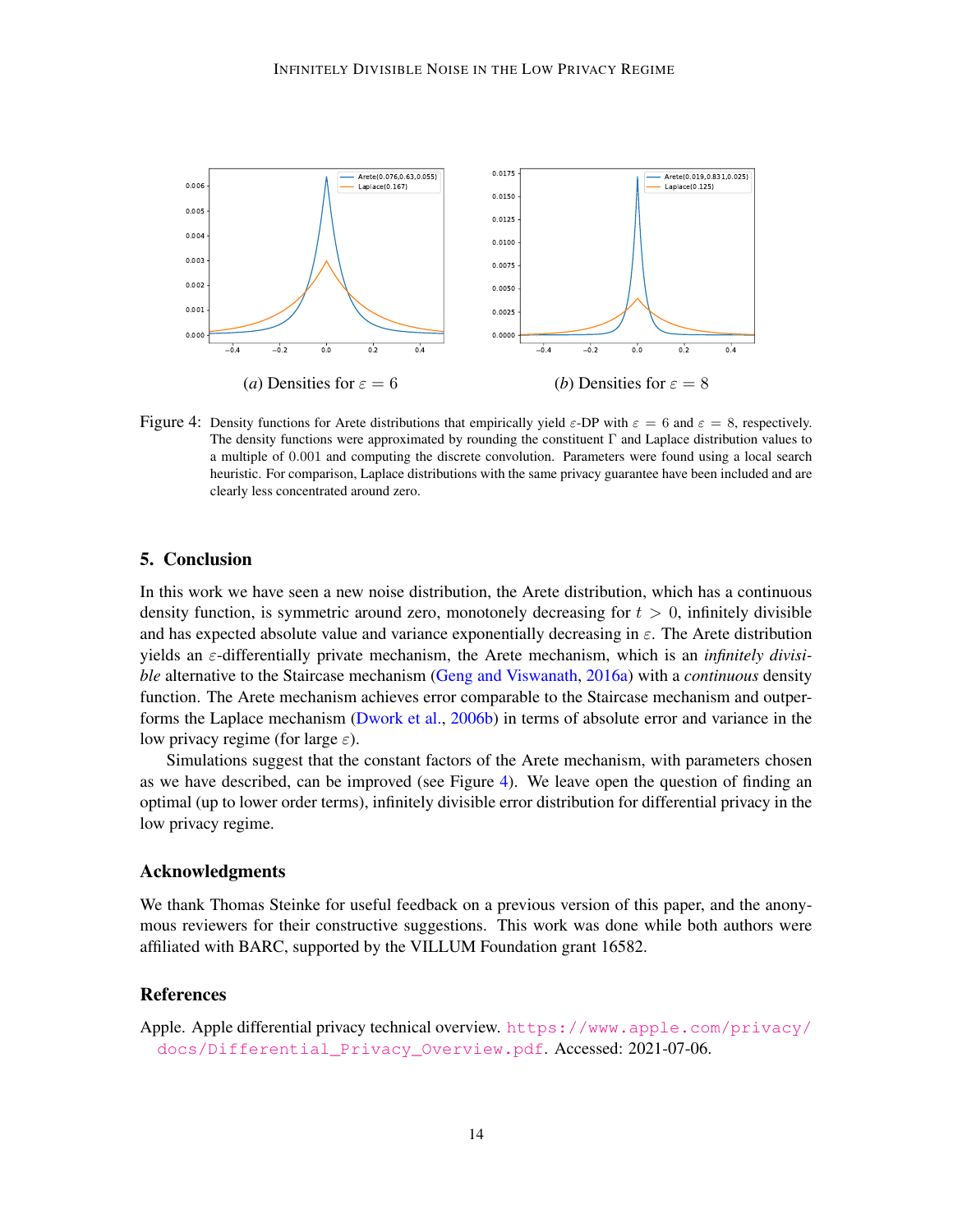(*a*) Densities for $\varepsilon = 6$

(*b*) Densities for $\varepsilon = 8$

Figure 4: Density functions for Arete distributions that empirically yield $\varepsilon$-DP with $\varepsilon = 6$ and $\varepsilon = 8$, respectively. The density functions were approximated by rounding the constituent $\Gamma$ and Laplace distribution values to a multiple of $0.001$ and computing the discrete convolution. Parameters were found using a local search heuristic. For comparison, Laplace distributions with the same privacy guarantee have been included and are clearly less concentrated around zero.

## 5. Conclusion

In this work we have seen a new noise distribution, the Arete distribution, which has a continuous density function, is symmetric around zero, monotonely decreasing for $t > 0$, infinitely divisible and has expected absolute value and variance exponentially decreasing in $\varepsilon$. The Arete distribution yields an $\varepsilon$-differentially private mechanism, the Arete mechanism, which is an *infinitely divisible* alternative to the Staircase mechanism (Geng and Viswanath, 2016a) with a *continuous* density function. The Arete mechanism achieves error comparable to the Staircase mechanism and outperforms the Laplace mechanism (Dwork et al., 2006b) in terms of absolute error and variance in the low privacy regime (for large $\varepsilon$).

Simulations suggest that the constant factors of the Arete mechanism, with parameters chosen as we have described, can be improved (see Figure 4). We leave open the question of finding an optimal (up to lower order terms), infinitely divisible error distribution for differential privacy in the low privacy regime.

### Acknowledgments

We thank Thomas Steinke for useful feedback on a previous version of this paper, and the anonymous reviewers for their constructive suggestions. This work was done while both authors were affiliated with BARC, supported by the VILLUM Foundation grant 16582.

### References

Apple. Apple differential privacy technical overview. https://www.apple.com/privacy/docs/Differential_Privacy_Overview.pdf. Accessed: 2021-07-06.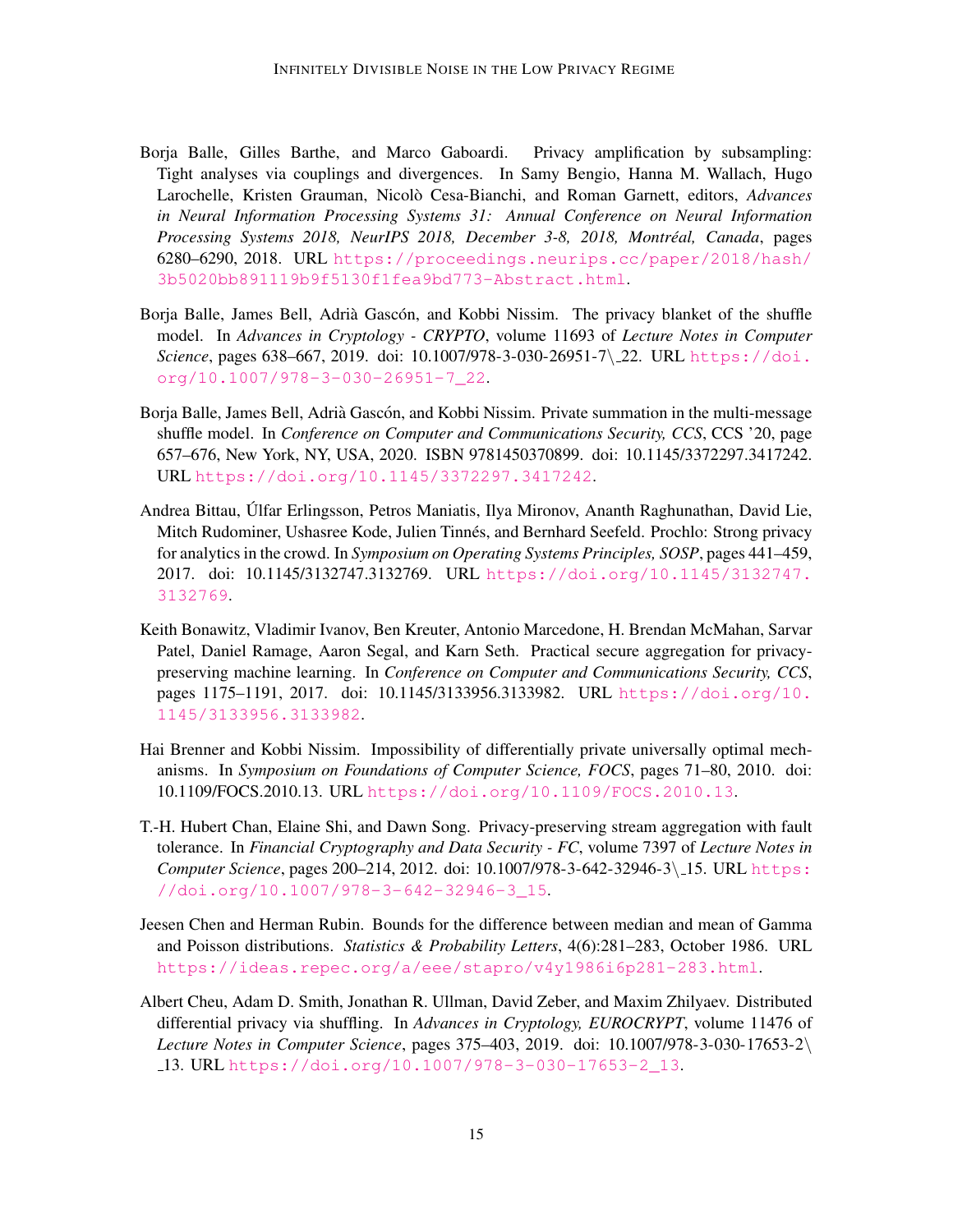Borja Balle, Gilles Barthe, and Marco Gaboardi. Privacy amplification by subsampling: Tight analyses via couplings and divergences. In Samy Bengio, Hanna M. Wallach, Hugo Larochelle, Kristen Grauman, Nicolò Cesa-Bianchi, and Roman Garnett, editors, *Advances in Neural Information Processing Systems 31: Annual Conference on Neural Information Processing Systems 2018, NeurIPS 2018, December 3-8, 2018, Montréal, Canada*, pages 6280–6290, 2018. URL https://proceedings.neurips.cc/paper/2018/hash/3b5020bb891119b9f5130f1fea9bd773-Abstract.html.

Borja Balle, James Bell, Adrià Gascón, and Kobbi Nissim. The privacy blanket of the shuffle model. In *Advances in Cryptology - CRYPTO*, volume 11693 of *Lecture Notes in Computer Science*, pages 638–667, 2019. doi: 10.1007/978-3-030-26951-7\_22. URL https://doi.org/10.1007/978-3-030-26951-7_22.

Borja Balle, James Bell, Adrià Gascón, and Kobbi Nissim. Private summation in the multi-message shuffle model. In *Conference on Computer and Communications Security, CCS*, CCS '20, page 657–676, New York, NY, USA, 2020. ISBN 9781450370899. doi: 10.1145/3372297.3417242. URL https://doi.org/10.1145/3372297.3417242.

Andrea Bittau, Úlfar Erlingsson, Petros Maniatis, Ilya Mironov, Ananth Raghunathan, David Lie, Mitch Rudominer, Ushasree Kode, Julien Tinnés, and Bernhard Seefeld. Prochlo: Strong privacy for analytics in the crowd. In *Symposium on Operating Systems Principles, SOSP*, pages 441–459, 2017. doi: 10.1145/3132747.3132769. URL https://doi.org/10.1145/3132747.3132769.

Keith Bonawitz, Vladimir Ivanov, Ben Kreuter, Antonio Marcedone, H. Brendan McMahan, Sarvar Patel, Daniel Ramage, Aaron Segal, and Karn Seth. Practical secure aggregation for privacy-preserving machine learning. In *Conference on Computer and Communications Security, CCS*, pages 1175–1191, 2017. doi: 10.1145/3133956.3133982. URL https://doi.org/10.1145/3133956.3133982.

Hai Brenner and Kobbi Nissim. Impossibility of differentially private universally optimal mechanisms. In *Symposium on Foundations of Computer Science, FOCS*, pages 71–80, 2010. doi: 10.1109/FOCS.2010.13. URL https://doi.org/10.1109/FOCS.2010.13.

T.-H. Hubert Chan, Elaine Shi, and Dawn Song. Privacy-preserving stream aggregation with fault tolerance. In *Financial Cryptography and Data Security - FC*, volume 7397 of *Lecture Notes in Computer Science*, pages 200–214, 2012. doi: 10.1007/978-3-642-32946-3\_15. URL https://doi.org/10.1007/978-3-642-32946-3_15.

Jeesen Chen and Herman Rubin. Bounds for the difference between median and mean of Gamma and Poisson distributions. *Statistics & Probability Letters*, 4(6):281–283, October 1986. URL https://ideas.repec.org/a/eee/stapro/v4y1986i6p281-283.html.

Albert Cheu, Adam D. Smith, Jonathan R. Ullman, David Zeber, and Maxim Zhilyaev. Distributed differential privacy via shuffling. In *Advances in Cryptology, EUROCRYPT*, volume 11476 of *Lecture Notes in Computer Science*, pages 375–403, 2019. doi: 10.1007/978-3-030-17653-2\_13. URL https://doi.org/10.1007/978-3-030-17653-2_13.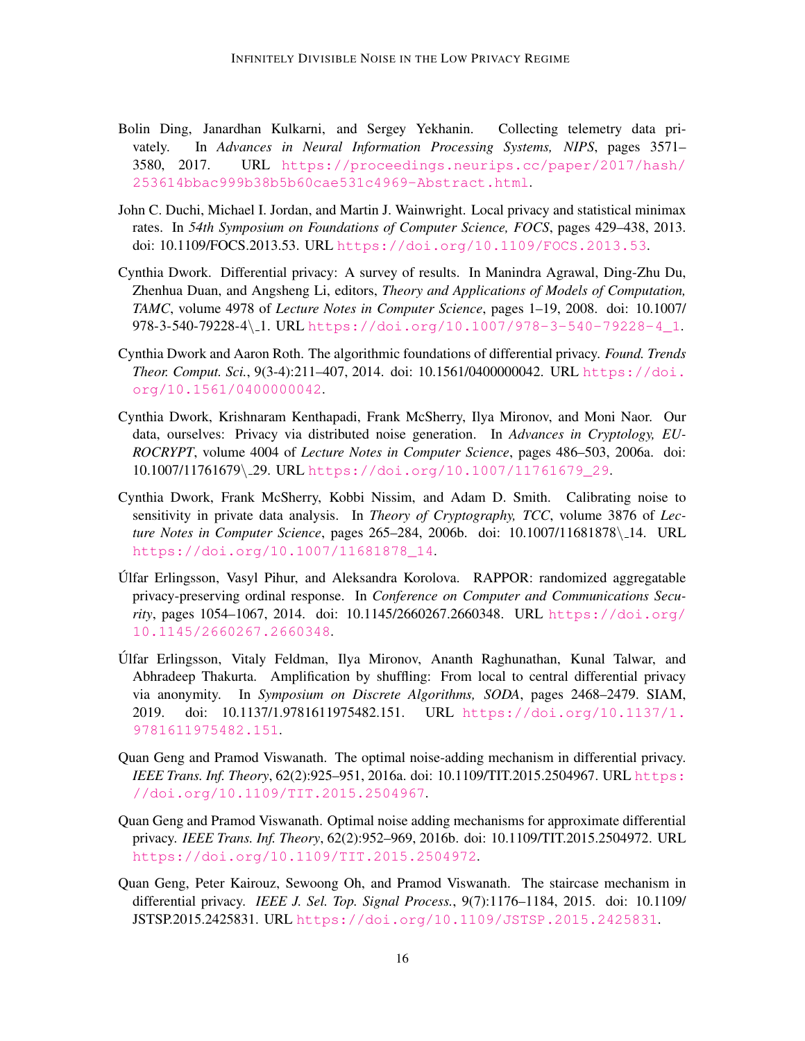Bolin Ding, Janardhan Kulkarni, and Sergey Yekhanin. Collecting telemetry data privately. In *Advances in Neural Information Processing Systems, NIPS*, pages 3571–3580, 2017. URL https://proceedings.neurips.cc/paper/2017/hash/253614bbac999b38b5b60cae531c4969-Abstract.html.

John C. Duchi, Michael I. Jordan, and Martin J. Wainwright. Local privacy and statistical minimax rates. In *54th Symposium on Foundations of Computer Science, FOCS*, pages 429–438, 2013. doi: 10.1109/FOCS.2013.53. URL https://doi.org/10.1109/FOCS.2013.53.

Cynthia Dwork. Differential privacy: A survey of results. In Manindra Agrawal, Ding-Zhu Du, Zhenhua Duan, and Angsheng Li, editors, *Theory and Applications of Models of Computation, TAMC*, volume 4978 of *Lecture Notes in Computer Science*, pages 1–19, 2008. doi: 10.1007/978-3-540-79228-4\_1. URL https://doi.org/10.1007/978-3-540-79228-4_1.

Cynthia Dwork and Aaron Roth. The algorithmic foundations of differential privacy. *Found. Trends Theor. Comput. Sci.*, 9(3-4):211–407, 2014. doi: 10.1561/0400000042. URL https://doi.org/10.1561/0400000042.

Cynthia Dwork, Krishnaram Kenthapadi, Frank McSherry, Ilya Mironov, and Moni Naor. Our data, ourselves: Privacy via distributed noise generation. In *Advances in Cryptology, EUROCRYPT*, volume 4004 of *Lecture Notes in Computer Science*, pages 486–503, 2006a. doi: 10.1007/11761679\_29. URL https://doi.org/10.1007/11761679_29.

Cynthia Dwork, Frank McSherry, Kobbi Nissim, and Adam D. Smith. Calibrating noise to sensitivity in private data analysis. In *Theory of Cryptography, TCC*, volume 3876 of *Lecture Notes in Computer Science*, pages 265–284, 2006b. doi: 10.1007/11681878\_14. URL https://doi.org/10.1007/11681878_14.

Úlfar Erlingsson, Vasyl Pihur, and Aleksandra Korolova. RAPPOR: randomized aggregatable privacy-preserving ordinal response. In *Conference on Computer and Communications Security*, pages 1054–1067, 2014. doi: 10.1145/2660267.2660348. URL https://doi.org/10.1145/2660267.2660348.

Úlfar Erlingsson, Vitaly Feldman, Ilya Mironov, Ananth Raghunathan, Kunal Talwar, and Abhradeep Thakurta. Amplification by shuffling: From local to central differential privacy via anonymity. In *Symposium on Discrete Algorithms, SODA*, pages 2468–2479. SIAM, 2019. doi: 10.1137/1.9781611975482.151. URL https://doi.org/10.1137/1.9781611975482.151.

Quan Geng and Pramod Viswanath. The optimal noise-adding mechanism in differential privacy. *IEEE Trans. Inf. Theory*, 62(2):925–951, 2016a. doi: 10.1109/TIT.2015.2504967. URL https://doi.org/10.1109/TIT.2015.2504967.

Quan Geng and Pramod Viswanath. Optimal noise adding mechanisms for approximate differential privacy. *IEEE Trans. Inf. Theory*, 62(2):952–969, 2016b. doi: 10.1109/TIT.2015.2504972. URL https://doi.org/10.1109/TIT.2015.2504972.

Quan Geng, Peter Kairouz, Sewoong Oh, and Pramod Viswanath. The staircase mechanism in differential privacy. *IEEE J. Sel. Top. Signal Process.*, 9(7):1176–1184, 2015. doi: 10.1109/JSTSP.2015.2425831. URL https://doi.org/10.1109/JSTSP.2015.2425831.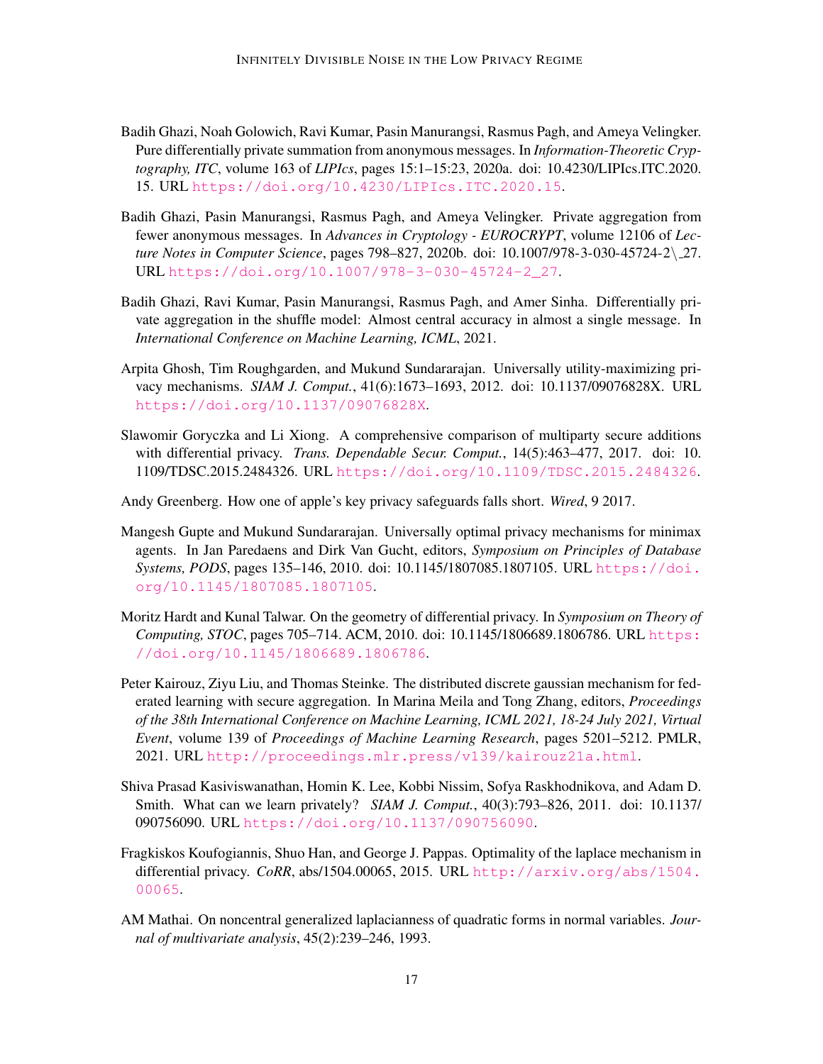Badih Ghazi, Noah Golowich, Ravi Kumar, Pasin Manurangsi, Rasmus Pagh, and Ameya Velingker. Pure differentially private summation from anonymous messages. In *Information-Theoretic Cryptography, ITC*, volume 163 of *LIPIcs*, pages 15:1–15:23, 2020a. doi: 10.4230/LIPIcs.ITC.2020.15. URL https://doi.org/10.4230/LIPIcs.ITC.2020.15.

Badih Ghazi, Pasin Manurangsi, Rasmus Pagh, and Ameya Velingker. Private aggregation from fewer anonymous messages. In *Advances in Cryptology - EUROCRYPT*, volume 12106 of *Lecture Notes in Computer Science*, pages 798–827, 2020b. doi: 10.1007/978-3-030-45724-2\_27. URL https://doi.org/10.1007/978-3-030-45724-2_27.

Badih Ghazi, Ravi Kumar, Pasin Manurangsi, Rasmus Pagh, and Amer Sinha. Differentially private aggregation in the shuffle model: Almost central accuracy in almost a single message. In *International Conference on Machine Learning, ICML*, 2021.

Arpita Ghosh, Tim Roughgarden, and Mukund Sundararajan. Universally utility-maximizing privacy mechanisms. *SIAM J. Comput.*, 41(6):1673–1693, 2012. doi: 10.1137/09076828X. URL https://doi.org/10.1137/09076828X.

Slawomir Goryczka and Li Xiong. A comprehensive comparison of multiparty secure additions with differential privacy. *Trans. Dependable Secur. Comput.*, 14(5):463–477, 2017. doi: 10.1109/TDSC.2015.2484326. URL https://doi.org/10.1109/TDSC.2015.2484326.

Andy Greenberg. How one of apple's key privacy safeguards falls short. *Wired*, 9 2017.

Mangesh Gupte and Mukund Sundararajan. Universally optimal privacy mechanisms for minimax agents. In Jan Paredaens and Dirk Van Gucht, editors, *Symposium on Principles of Database Systems, PODS*, pages 135–146, 2010. doi: 10.1145/1807085.1807105. URL https://doi.org/10.1145/1807085.1807105.

Moritz Hardt and Kunal Talwar. On the geometry of differential privacy. In *Symposium on Theory of Computing, STOC*, pages 705–714. ACM, 2010. doi: 10.1145/1806689.1806786. URL https://doi.org/10.1145/1806689.1806786.

Peter Kairouz, Ziyu Liu, and Thomas Steinke. The distributed discrete gaussian mechanism for federated learning with secure aggregation. In Marina Meila and Tong Zhang, editors, *Proceedings of the 38th International Conference on Machine Learning, ICML 2021, 18-24 July 2021, Virtual Event*, volume 139 of *Proceedings of Machine Learning Research*, pages 5201–5212. PMLR, 2021. URL http://proceedings.mlr.press/v139/kairouz21a.html.

Shiva Prasad Kasiviswanathan, Homin K. Lee, Kobbi Nissim, Sofya Raskhodnikova, and Adam D. Smith. What can we learn privately? *SIAM J. Comput.*, 40(3):793–826, 2011. doi: 10.1137/090756090. URL https://doi.org/10.1137/090756090.

Fragkiskos Koufogiannis, Shuo Han, and George J. Pappas. Optimality of the laplace mechanism in differential privacy. *CoRR*, abs/1504.00065, 2015. URL http://arxiv.org/abs/1504.00065.

AM Mathai. On noncentral generalized laplacianness of quadratic forms in normal variables. *Journal of multivariate analysis*, 45(2):239–246, 1993.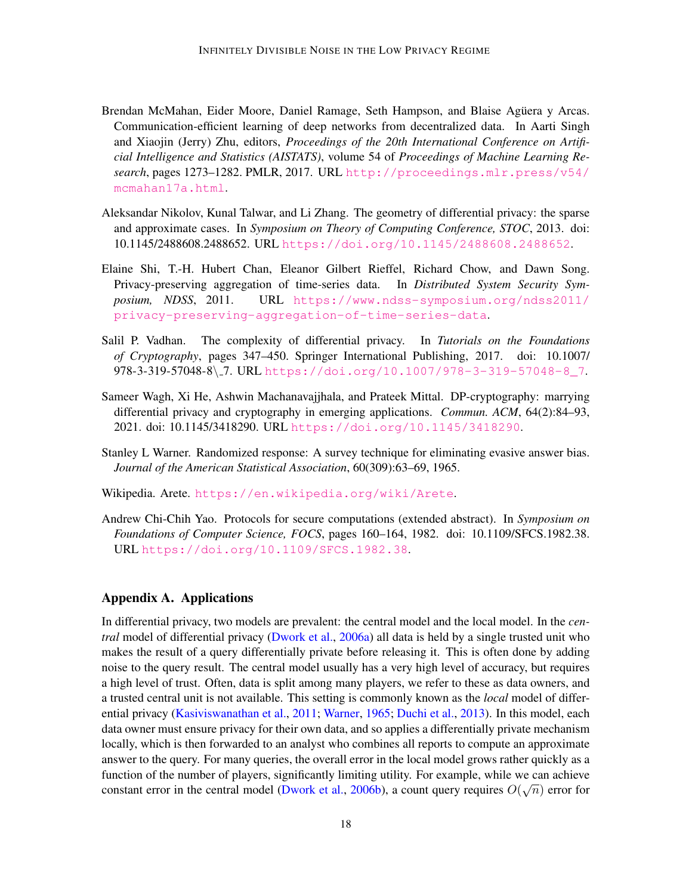Brendan McMahan, Eider Moore, Daniel Ramage, Seth Hampson, and Blaise Agüera y Arcas. Communication-efficient learning of deep networks from decentralized data. In Aarti Singh and Xiaojin (Jerry) Zhu, editors, *Proceedings of the 20th International Conference on Artificial Intelligence and Statistics (AISTATS)*, volume 54 of *Proceedings of Machine Learning Research*, pages 1273–1282. PMLR, 2017. URL http://proceedings.mlr.press/v54/mcmahan17a.html.

Aleksandar Nikolov, Kunal Talwar, and Li Zhang. The geometry of differential privacy: the sparse and approximate cases. In *Symposium on Theory of Computing Conference, STOC*, 2013. doi: 10.1145/2488608.2488652. URL https://doi.org/10.1145/2488608.2488652.

Elaine Shi, T.-H. Hubert Chan, Eleanor Gilbert Rieffel, Richard Chow, and Dawn Song. Privacy-preserving aggregation of time-series data. In *Distributed System Security Symposium, NDSS*, 2011. URL https://www.ndss-symposium.org/ndss2011/privacy-preserving-aggregation-of-time-series-data.

Salil P. Vadhan. The complexity of differential privacy. In *Tutorials on the Foundations of Cryptography*, pages 347–450. Springer International Publishing, 2017. doi: 10.1007/978-3-319-57048-8\_7. URL https://doi.org/10.1007/978-3-319-57048-8_7.

Sameer Wagh, Xi He, Ashwin Machanavajjhala, and Prateek Mittal. DP-cryptography: marrying differential privacy and cryptography in emerging applications. *Commun. ACM*, 64(2):84–93, 2021. doi: 10.1145/3418290. URL https://doi.org/10.1145/3418290.

Stanley L Warner. Randomized response: A survey technique for eliminating evasive answer bias. *Journal of the American Statistical Association*, 60(309):63–69, 1965.

Wikipedia. Arete. https://en.wikipedia.org/wiki/Arete.

Andrew Chi-Chih Yao. Protocols for secure computations (extended abstract). In *Symposium on Foundations of Computer Science, FOCS*, pages 160–164, 1982. doi: 10.1109/SFCS.1982.38. URL https://doi.org/10.1109/SFCS.1982.38.

## Appendix A. Applications

In differential privacy, two models are prevalent: the central model and the local model. In the *central* model of differential privacy (Dwork et al., 2006a) all data is held by a single trusted unit who makes the result of a query differentially private before releasing it. This is often done by adding noise to the query result. The central model usually has a very high level of accuracy, but requires a high level of trust. Often, data is split among many players, we refer to these as data owners, and a trusted central unit is not available. This setting is commonly known as the *local* model of differential privacy (Kasiviswanathan et al., 2011; Warner, 1965; Duchi et al., 2013). In this model, each data owner must ensure privacy for their own data, and so applies a differentially private mechanism locally, which is then forwarded to an analyst who combines all reports to compute an approximate answer to the query. For many queries, the overall error in the local model grows rather quickly as a function of the number of players, significantly limiting utility. For example, while we can achieve constant error in the central model (Dwork et al., 2006b), a count query requires $O(\sqrt{n})$ error for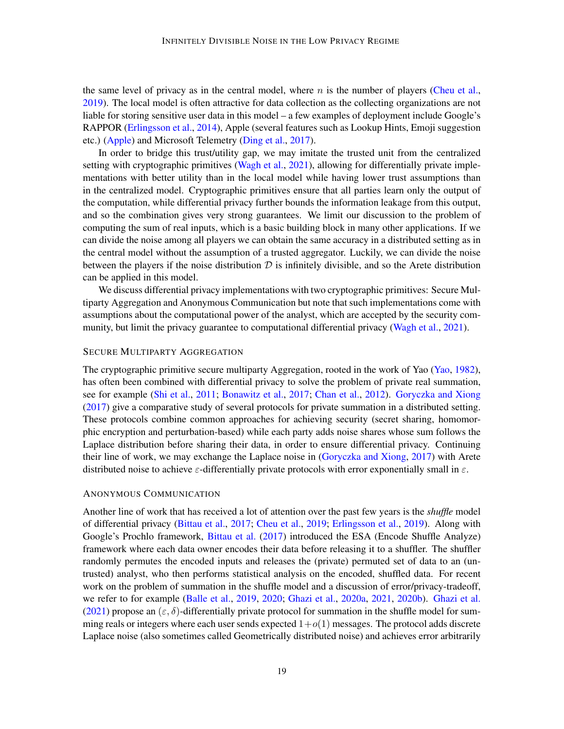the same level of privacy as in the central model, where $n$ is the number of players (Cheu et al., 2019). The local model is often attractive for data collection as the collecting organizations are not liable for storing sensitive user data in this model – a few examples of deployment include Google's RAPPOR (Erlingsson et al., 2014), Apple (several features such as Lookup Hints, Emoji suggestion etc.) (Apple) and Microsoft Telemetry (Ding et al., 2017).

In order to bridge this trust/utility gap, we may imitate the trusted unit from the centralized setting with cryptographic primitives (Wagh et al., 2021), allowing for differentially private implementations with better utility than in the local model while having lower trust assumptions than in the centralized model. Cryptographic primitives ensure that all parties learn only the output of the computation, while differential privacy further bounds the information leakage from this output, and so the combination gives very strong guarantees. We limit our discussion to the problem of computing the sum of real inputs, which is a basic building block in many other applications. If we can divide the noise among all players we can obtain the same accuracy in a distributed setting as in the central model without the assumption of a trusted aggregator. Luckily, we can divide the noise between the players if the noise distribution $\mathcal{D}$ is infinitely divisible, and so the Arete distribution can be applied in this model.

We discuss differential privacy implementations with two cryptographic primitives: Secure Multiparty Aggregation and Anonymous Communication but note that such implementations come with assumptions about the computational power of the analyst, which are accepted by the security community, but limit the privacy guarantee to computational differential privacy (Wagh et al., 2021).

#### Secure Multiparty Aggregation

The cryptographic primitive secure multiparty Aggregation, rooted in the work of Yao (Yao, 1982), has often been combined with differential privacy to solve the problem of private real summation, see for example (Shi et al., 2011; Bonawitz et al., 2017; Chan et al., 2012). Goryczka and Xiong (2017) give a comparative study of several protocols for private summation in a distributed setting. These protocols combine common approaches for achieving security (secret sharing, homomorphic encryption and perturbation-based) while each party adds noise shares whose sum follows the Laplace distribution before sharing their data, in order to ensure differential privacy. Continuing their line of work, we may exchange the Laplace noise in (Goryczka and Xiong, 2017) with Arete distributed noise to achieve $\varepsilon$-differentially private protocols with error exponentially small in $\varepsilon$.

#### Anonymous Communication

Another line of work that has received a lot of attention over the past few years is the *shuffle* model of differential privacy (Bittau et al., 2017; Cheu et al., 2019; Erlingsson et al., 2019). Along with Google's Prochlo framework, Bittau et al. (2017) introduced the ESA (Encode Shuffle Analyze) framework where each data owner encodes their data before releasing it to a shuffler. The shuffler randomly permutes the encoded inputs and releases the (private) permuted set of data to an (untrusted) analyst, who then performs statistical analysis on the encoded, shuffled data. For recent work on the problem of summation in the shuffle model and a discussion of error/privacy-tradeoff, we refer to for example (Balle et al., 2019, 2020; Ghazi et al., 2020a, 2021, 2020b). Ghazi et al. (2021) propose an $(\varepsilon, \delta)$-differentially private protocol for summation in the shuffle model for summing reals or integers where each user sends expected $1+o(1)$ messages. The protocol adds discrete Laplace noise (also sometimes called Geometrically distributed noise) and achieves error arbitrarily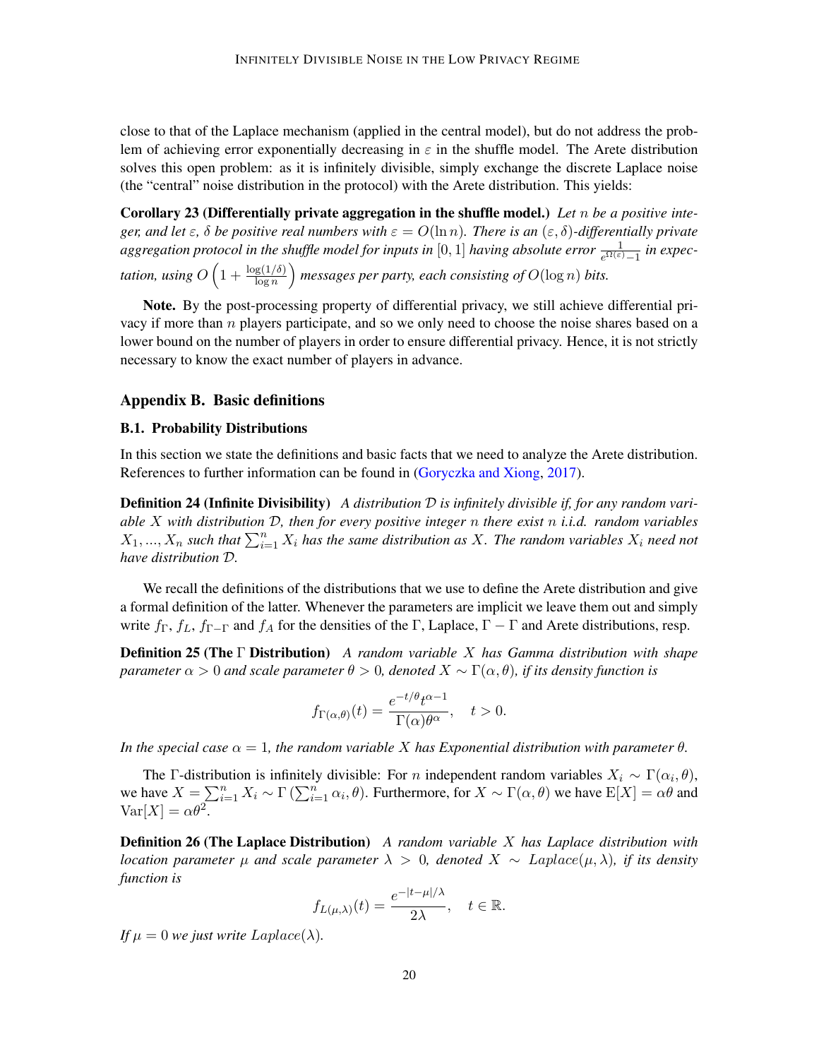close to that of the Laplace mechanism (applied in the central model), but do not address the problem of achieving error exponentially decreasing in $\varepsilon$ in the shuffle model. The Arete distribution solves this open problem: as it is infinitely divisible, simply exchange the discrete Laplace noise (the "central" noise distribution in the protocol) with the Arete distribution. This yields:

**Corollary 23 (Differentially private aggregation in the shuffle model.)** *Let $n$ be a positive integer, and let $\varepsilon$, $\delta$ be positive real numbers with $\varepsilon = O(\ln n)$. There is an $(\varepsilon, \delta)$-differentially private aggregation protocol in the shuffle model for inputs in $[0, 1]$ having absolute error $\frac{1}{e^{\Omega(\varepsilon)}-1}$ in expectation, using $O\left(1 + \frac{\log(1/\delta)}{\log n}\right)$ messages per party, each consisting of $O(\log n)$ bits.*

**Note.** By the post-processing property of differential privacy, we still achieve differential privacy if more than $n$ players participate, and so we only need to choose the noise shares based on a lower bound on the number of players in order to ensure differential privacy. Hence, it is not strictly necessary to know the exact number of players in advance.

## Appendix B. Basic definitions

### B.1. Probability Distributions

In this section we state the definitions and basic facts that we need to analyze the Arete distribution. References to further information can be found in (Goryczka and Xiong, 2017).

**Definition 24 (Infinite Divisibility)** *A distribution $\mathcal{D}$ is infinitely divisible if, for any random variable $X$ with distribution $\mathcal{D}$, then for every positive integer $n$ there exist $n$ i.i.d. random variables $X_1, ..., X_n$ such that $\sum_{i=1}^{n} X_i$ has the same distribution as $X$. The random variables $X_i$ need not have distribution $\mathcal{D}$.*

We recall the definitions of the distributions that we use to define the Arete distribution and give a formal definition of the latter. Whenever the parameters are implicit we leave them out and simply write $f_\Gamma$, $f_L$, $f_{\Gamma-\Gamma}$ and $f_A$ for the densities of the $\Gamma$, Laplace, $\Gamma - \Gamma$ and Arete distributions, resp.

**Definition 25 (The $\Gamma$ Distribution)** *A random variable $X$ has Gamma distribution with shape parameter $\alpha > 0$ and scale parameter $\theta > 0$, denoted $X \sim \Gamma(\alpha, \theta)$, if its density function is*

$$f_{\Gamma(\alpha,\theta)}(t) = \frac{e^{-t/\theta} t^{\alpha-1}}{\Gamma(\alpha)\theta^\alpha}, \quad t > 0.$$

*In the special case $\alpha = 1$, the random variable $X$ has Exponential distribution with parameter $\theta$.*

The $\Gamma$-distribution is infinitely divisible: For $n$ independent random variables $X_i \sim \Gamma(\alpha_i, \theta)$, we have $X = \sum_{i=1}^{n} X_i \sim \Gamma\left(\sum_{i=1}^{n} \alpha_i, \theta\right)$. Furthermore, for $X \sim \Gamma(\alpha, \theta)$ we have $\mathrm{E}[X] = \alpha\theta$ and $\mathrm{Var}[X] = \alpha\theta^2$.

**Definition 26 (The Laplace Distribution)** *A random variable $X$ has Laplace distribution with location parameter $\mu$ and scale parameter $\lambda > 0$, denoted $X \sim Laplace(\mu, \lambda)$, if its density function is*

$$f_{L(\mu,\lambda)}(t) = \frac{e^{-|t-\mu|/\lambda}}{2\lambda}, \quad t \in \mathbb{R}.$$

*If $\mu = 0$ we just write $Laplace(\lambda)$.*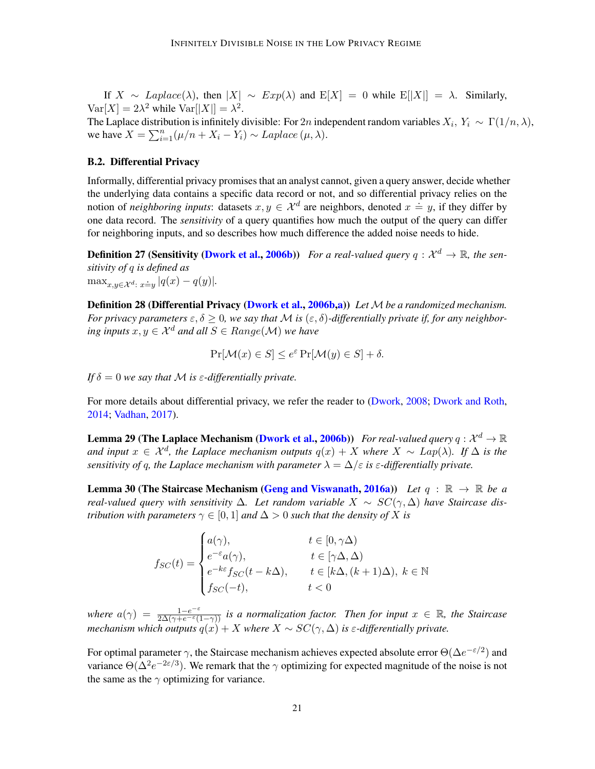If $X \sim Laplace(\lambda)$, then $|X| \sim Exp(\lambda)$ and $\mathrm{E}[X] = 0$ while $\mathrm{E}[|X|] = \lambda$. Similarly, $\mathrm{Var}[X] = 2\lambda^2$ while $\mathrm{Var}[|X|] = \lambda^2$.
The Laplace distribution is infinitely divisible: For $2n$ independent random variables $X_i,\, Y_i \sim \Gamma(1/n, \lambda)$, we have $X = \sum_{i=1}^{n}(\mu/n + X_i - Y_i) \sim Laplace\,(\mu, \lambda)$.

### B.2. Differential Privacy

Informally, differential privacy promises that an analyst cannot, given a query answer, decide whether the underlying data contains a specific data record or not, and so differential privacy relies on the notion of *neighboring inputs*: datasets $x, y \in \mathcal{X}^d$ are neighbors, denoted $x \doteq y$, if they differ by one data record. The *sensitivity* of a query quantifies how much the output of the query can differ for neighboring inputs, and so describes how much difference the added noise needs to hide.

**Definition 27 (Sensitivity (Dwork et al., 2006b))** *For a real-valued query $q : \mathcal{X}^d \to \mathbb{R}$, the sensitivity of $q$ is defined as*
$\max_{x,y\in\mathcal{X}^d:\; x\doteq y} |q(x) - q(y)|$.

**Definition 28 (Differential Privacy (Dwork et al., 2006b,a))** *Let $\mathcal{M}$ be a randomized mechanism. For privacy parameters $\varepsilon, \delta \geq 0$, we say that $\mathcal{M}$ is $(\varepsilon, \delta)$-differentially private if, for any neighboring inputs $x, y \in \mathcal{X}^d$ and all $S \in Range(\mathcal{M})$ we have*

$$\Pr[\mathcal{M}(x) \in S] \leq e^{\varepsilon} \Pr[\mathcal{M}(y) \in S] + \delta.$$

*If $\delta = 0$ we say that $\mathcal{M}$ is $\varepsilon$-differentially private.*

For more details about differential privacy, we refer the reader to (Dwork, 2008; Dwork and Roth, 2014; Vadhan, 2017).

**Lemma 29 (The Laplace Mechanism (Dwork et al., 2006b))** *For real-valued query $q : \mathcal{X}^d \to \mathbb{R}$ and input $x \in \mathcal{X}^d$, the Laplace mechanism outputs $q(x) + X$ where $X \sim Lap(\lambda)$. If $\Delta$ is the sensitivity of $q$, the Laplace mechanism with parameter $\lambda = \Delta/\varepsilon$ is $\varepsilon$-differentially private.*

**Lemma 30 (The Staircase Mechanism (Geng and Viswanath, 2016a))** *Let $q : \mathbb{R} \to \mathbb{R}$ be a real-valued query with sensitivity $\Delta$. Let random variable $X \sim SC(\gamma, \Delta)$ have Staircase distribution with parameters $\gamma \in [0, 1]$ and $\Delta > 0$ such that the density of $X$ is*

$$f_{SC}(t) = \begin{cases} a(\gamma), & t \in [0, \gamma\Delta) \\ e^{-\varepsilon} a(\gamma), & t \in [\gamma\Delta, \Delta) \\ e^{-k\varepsilon} f_{SC}(t - k\Delta), & t \in [k\Delta, (k+1)\Delta),\ k \in \mathbb{N} \\ f_{SC}(-t), & t < 0 \end{cases}$$

*where $a(\gamma) = \frac{1-e^{-\varepsilon}}{2\Delta(\gamma + e^{-\varepsilon}(1-\gamma))}$ is a normalization factor. Then for input $x \in \mathbb{R}$, the Staircase mechanism which outputs $q(x) + X$ where $X \sim SC(\gamma, \Delta)$ is $\varepsilon$-differentially private.*

For optimal parameter $\gamma$, the Staircase mechanism achieves expected absolute error $\Theta(\Delta e^{-\varepsilon/2})$ and variance $\Theta(\Delta^2 e^{-2\varepsilon/3})$. We remark that the $\gamma$ optimizing for expected magnitude of the noise is not the same as the $\gamma$ optimizing for variance.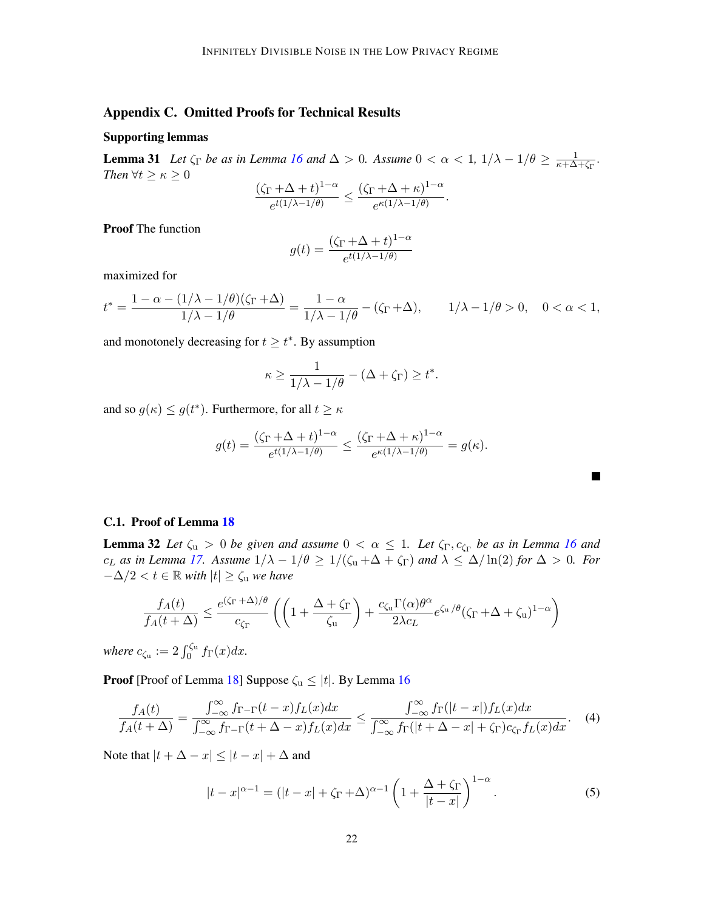## Appendix C. Omitted Proofs for Technical Results

### Supporting lemmas

**Lemma 31** *Let $\zeta_\Gamma$ be as in Lemma 16 and $\Delta > 0$. Assume $0 < \alpha < 1$, $1/\lambda - 1/\theta \geq \frac{1}{\kappa+\Delta+\zeta_\Gamma}$. Then $\forall t \geq \kappa \geq 0$*

$$\frac{(\zeta_\Gamma + \Delta + t)^{1-\alpha}}{e^{t(1/\lambda - 1/\theta)}} \leq \frac{(\zeta_\Gamma + \Delta + \kappa)^{1-\alpha}}{e^{\kappa(1/\lambda - 1/\theta)}}.$$

**Proof** The function

$$g(t) = \frac{(\zeta_\Gamma + \Delta + t)^{1-\alpha}}{e^{t(1/\lambda - 1/\theta)}}$$

maximized for

$$t^* = \frac{1 - \alpha - (1/\lambda - 1/\theta)(\zeta_\Gamma + \Delta)}{1/\lambda - 1/\theta} = \frac{1-\alpha}{1/\lambda - 1/\theta} - (\zeta_\Gamma + \Delta), \qquad 1/\lambda - 1/\theta > 0, \quad 0 < \alpha < 1,$$

and monotonely decreasing for $t \geq t^*$. By assumption

$$\kappa \geq \frac{1}{1/\lambda - 1/\theta} - (\Delta + \zeta_\Gamma) \geq t^*.$$

and so $g(\kappa) \leq g(t^*)$. Furthermore, for all $t \geq \kappa$

$$g(t) = \frac{(\zeta_\Gamma + \Delta + t)^{1-\alpha}}{e^{t(1/\lambda - 1/\theta)}} \leq \frac{(\zeta_\Gamma + \Delta + \kappa)^{1-\alpha}}{e^{\kappa(1/\lambda - 1/\theta)}} = g(\kappa).$$

∎

### C.1. Proof of Lemma 18

**Lemma 32** *Let $\zeta_u > 0$ be given and assume $0 < \alpha \leq 1$. Let $\zeta_\Gamma, c_{\zeta_\Gamma}$ be as in Lemma 16 and $c_L$ as in Lemma 17. Assume $1/\lambda - 1/\theta \geq 1/(\zeta_u + \Delta + \zeta_\Gamma)$ and $\lambda \leq \Delta/\ln(2)$ for $\Delta > 0$. For $-\Delta/2 < t \in \mathbb{R}$ with $|t| \geq \zeta_u$ we have*

$$\frac{f_A(t)}{f_A(t+\Delta)} \leq \frac{e^{(\zeta_\Gamma + \Delta)/\theta}}{c_{\zeta_\Gamma}} \left( \left(1 + \frac{\Delta + \zeta_\Gamma}{\zeta_u}\right) + \frac{c_{\zeta_u}\Gamma(\alpha)\theta^\alpha}{2\lambda c_L} e^{\zeta_u/\theta} (\zeta_\Gamma + \Delta + \zeta_u)^{1-\alpha} \right)$$

*where $c_{\zeta_u} := 2\int_0^{\zeta_u} f_\Gamma(x)dx$.*

**Proof** [Proof of Lemma 18] Suppose $\zeta_u \leq |t|$. By Lemma 16

$$\frac{f_A(t)}{f_A(t+\Delta)} = \frac{\int_{-\infty}^{\infty} f_{\Gamma-\Gamma}(t-x) f_L(x) dx}{\int_{-\infty}^{\infty} f_{\Gamma-\Gamma}(t+\Delta-x) f_L(x) dx} \leq \frac{\int_{-\infty}^{\infty} f_\Gamma(|t-x|) f_L(x) dx}{\int_{-\infty}^{\infty} f_\Gamma(|t+\Delta-x| + \zeta_\Gamma) c_{\zeta_\Gamma} f_L(x) dx}. \tag{4}$$

Note that $|t + \Delta - x| \leq |t - x| + \Delta$ and

$$|t-x|^{\alpha-1} = (|t-x| + \zeta_\Gamma + \Delta)^{\alpha-1} \left(1 + \frac{\Delta + \zeta_\Gamma}{|t-x|}\right)^{1-\alpha}. \tag{5}$$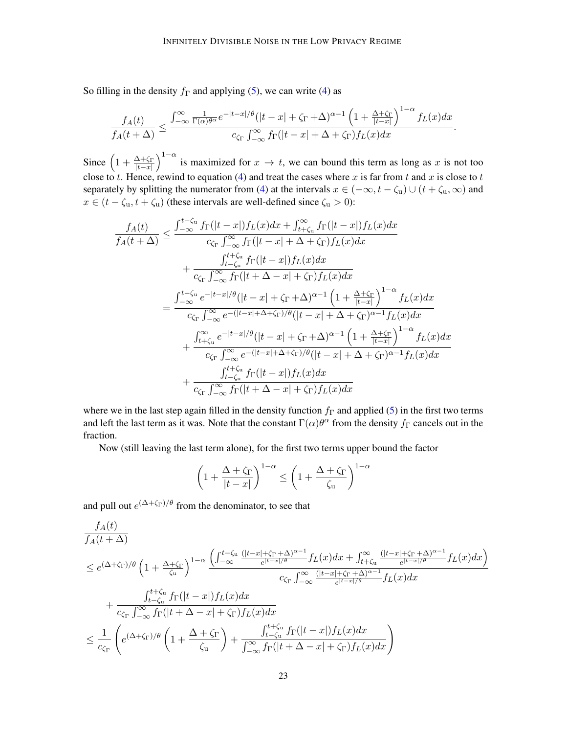So filling in the density $f_\Gamma$ and applying (5), we can write (4) as

$$\frac{f_A(t)}{f_A(t+\Delta)} \leq \frac{\int_{-\infty}^{\infty} \frac{1}{\Gamma(\alpha)\theta^\alpha} e^{-|t-x|/\theta}(|t-x|+\zeta_\Gamma+\Delta)^{\alpha-1}\left(1+\frac{\Delta+\zeta_\Gamma}{|t-x|}\right)^{1-\alpha} f_L(x)dx}{c_{\zeta_\Gamma}\int_{-\infty}^{\infty} f_\Gamma(|t-x|+\Delta+\zeta_\Gamma)f_L(x)dx}.$$

Since $\left(1+\frac{\Delta+\zeta_\Gamma}{|t-x|}\right)^{1-\alpha}$ is maximized for $x \to t$, we can bound this term as long as $x$ is not too close to $t$. Hence, rewind to equation (4) and treat the cases where $x$ is far from $t$ and $x$ is close to $t$ separately by splitting the numerator from (4) at the intervals $x \in (-\infty, t-\zeta_\mathrm{u}) \cup (t+\zeta_\mathrm{u}, \infty)$ and $x \in (t-\zeta_\mathrm{u}, t+\zeta_\mathrm{u})$ (these intervals are well-defined since $\zeta_\mathrm{u} > 0$):

$$\begin{aligned}
\frac{f_A(t)}{f_A(t+\Delta)} &\leq \frac{\int_{-\infty}^{t-\zeta_\mathrm{u}} f_\Gamma(|t-x|)f_L(x)dx + \int_{t+\zeta_\mathrm{u}}^{\infty} f_\Gamma(|t-x|)f_L(x)dx}{c_{\zeta_\Gamma}\int_{-\infty}^{\infty} f_\Gamma(|t-x|+\Delta+\zeta_\Gamma)f_L(x)dx} \\
&\quad + \frac{\int_{t-\zeta_\mathrm{u}}^{t+\zeta_\mathrm{u}} f_\Gamma(|t-x|)f_L(x)dx}{c_{\zeta_\Gamma}\int_{-\infty}^{\infty} f_\Gamma(|t+\Delta-x|+\zeta_\Gamma)f_L(x)dx} \\
&= \frac{\int_{-\infty}^{t-\zeta_\mathrm{u}} e^{-|t-x|/\theta}(|t-x|+\zeta_\Gamma+\Delta)^{\alpha-1}\left(1+\frac{\Delta+\zeta_\Gamma}{|t-x|}\right)^{1-\alpha} f_L(x)dx}{c_{\zeta_\Gamma}\int_{-\infty}^{\infty} e^{-(|t-x|+\Delta+\zeta_\Gamma)/\theta}(|t-x|+\Delta+\zeta_\Gamma)^{\alpha-1}f_L(x)dx} \\
&\quad + \frac{\int_{t+\zeta_\mathrm{u}}^{\infty} e^{-|t-x|/\theta}(|t-x|+\zeta_\Gamma+\Delta)^{\alpha-1}\left(1+\frac{\Delta+\zeta_\Gamma}{|t-x|}\right)^{1-\alpha} f_L(x)dx}{c_{\zeta_\Gamma}\int_{-\infty}^{\infty} e^{-(|t-x|+\Delta+\zeta_\Gamma)/\theta}(|t-x|+\Delta+\zeta_\Gamma)^{\alpha-1}f_L(x)dx} \\
&\quad + \frac{\int_{t-\zeta_\mathrm{u}}^{t+\zeta_\mathrm{u}} f_\Gamma(|t-x|)f_L(x)dx}{c_{\zeta_\Gamma}\int_{-\infty}^{\infty} f_\Gamma(|t+\Delta-x|+\zeta_\Gamma)f_L(x)dx}
\end{aligned}$$

where we in the last step again filled in the density function $f_\Gamma$ and applied (5) in the first two terms and left the last term as it was. Note that the constant $\Gamma(\alpha)\theta^\alpha$ from the density $f_\Gamma$ cancels out in the fraction.

Now (still leaving the last term alone), for the first two terms upper bound the factor

$$\left(1+\frac{\Delta+\zeta_\Gamma}{|t-x|}\right)^{1-\alpha} \leq \left(1+\frac{\Delta+\zeta_\Gamma}{\zeta_\mathrm{u}}\right)^{1-\alpha}$$

and pull out $e^{(\Delta+\zeta_\Gamma)/\theta}$ from the denominator, to see that

$$\begin{aligned}
&\frac{f_A(t)}{f_A(t+\Delta)} \\
&\leq e^{(\Delta+\zeta_\Gamma)/\theta}\left(1+\frac{\Delta+\zeta_\Gamma}{\zeta_\mathrm{u}}\right)^{1-\alpha} \frac{\left(\int_{-\infty}^{t-\zeta_\mathrm{u}} \frac{(|t-x|+\zeta_\Gamma+\Delta)^{\alpha-1}}{e^{|t-x|/\theta}} f_L(x)dx + \int_{t+\zeta_\mathrm{u}}^{\infty} \frac{(|t-x|+\zeta_\Gamma+\Delta)^{\alpha-1}}{e^{|t-x|/\theta}} f_L(x)dx\right)}{c_{\zeta_\Gamma}\int_{-\infty}^{\infty} \frac{(|t-x|+\zeta_\Gamma+\Delta)^{\alpha-1}}{e^{|t-x|/\theta}} f_L(x)dx} \\
&\quad + \frac{\int_{t-\zeta_\mathrm{u}}^{t+\zeta_\mathrm{u}} f_\Gamma(|t-x|)f_L(x)dx}{c_{\zeta_\Gamma}\int_{-\infty}^{\infty} f_\Gamma(|t+\Delta-x|+\zeta_\Gamma)f_L(x)dx} \\
&\leq \frac{1}{c_{\zeta_\Gamma}}\left(e^{(\Delta+\zeta_\Gamma)/\theta}\left(1+\frac{\Delta+\zeta_\Gamma}{\zeta_\mathrm{u}}\right) + \frac{\int_{t-\zeta_\mathrm{u}}^{t+\zeta_\mathrm{u}} f_\Gamma(|t-x|)f_L(x)dx}{\int_{-\infty}^{\infty} f_\Gamma(|t+\Delta-x|+\zeta_\Gamma)f_L(x)dx}\right)
\end{aligned}$$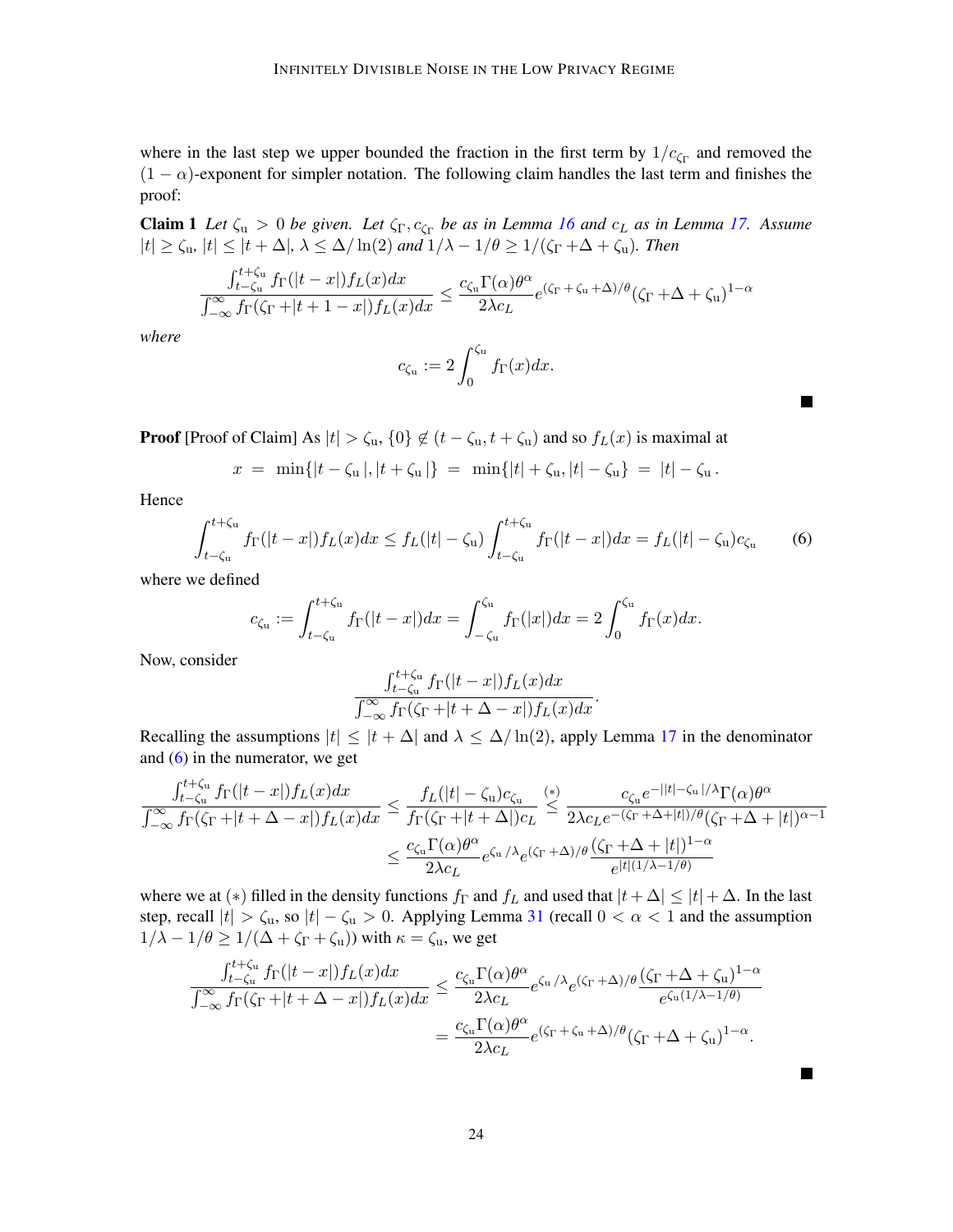where in the last step we upper bounded the fraction in the first term by $1/c_{\zeta_\Gamma}$ and removed the $(1-\alpha)$-exponent for simpler notation. The following claim handles the last term and finishes the proof:

**Claim 1** *Let $\zeta_u > 0$ be given. Let $\zeta_\Gamma, c_{\zeta_\Gamma}$ be as in Lemma 16 and $c_L$ as in Lemma 17. Assume $|t| \geq \zeta_u$, $|t| \leq |t+\Delta|$, $\lambda \leq \Delta/\ln(2)$ and $1/\lambda - 1/\theta \geq 1/(\zeta_\Gamma + \Delta + \zeta_u)$. Then*

$$\frac{\int_{t-\zeta_u}^{t+\zeta_u} f_\Gamma(|t-x|) f_L(x) dx}{\int_{-\infty}^{\infty} f_\Gamma(\zeta_\Gamma + |t+1-x|) f_L(x) dx} \leq \frac{c_{\zeta_u}\Gamma(\alpha)\theta^\alpha}{2\lambda c_L} e^{(\zeta_\Gamma + \zeta_u + \Delta)/\theta} (\zeta_\Gamma + \Delta + \zeta_u)^{1-\alpha}$$

*where*

$$c_{\zeta_u} := 2\int_0^{\zeta_u} f_\Gamma(x) dx.$$

■

**Proof** [Proof of Claim] As $|t| > \zeta_u$, $\{0\} \notin (t - \zeta_u, t+\zeta_u)$ and so $f_L(x)$ is maximal at

$$x = \min\{|t-\zeta_u|, |t+\zeta_u|\} = \min\{|t|+\zeta_u, |t|-\zeta_u\} = |t| - \zeta_u .$$

Hence

$$\int_{t-\zeta_u}^{t+\zeta_u} f_\Gamma(|t-x|) f_L(x) dx \leq f_L(|t|-\zeta_u) \int_{t-\zeta_u}^{t+\zeta_u} f_\Gamma(|t-x|) dx = f_L(|t|-\zeta_u) c_{\zeta_u} \tag{6}$$

where we defined

$$c_{\zeta_u} := \int_{t-\zeta_u}^{t+\zeta_u} f_\Gamma(|t-x|) dx = \int_{-\zeta_u}^{\zeta_u} f_\Gamma(|x|) dx = 2\int_0^{\zeta_u} f_\Gamma(x) dx.$$

Now, consider

$$\frac{\int_{t-\zeta_u}^{t+\zeta_u} f_\Gamma(|t-x|) f_L(x) dx}{\int_{-\infty}^{\infty} f_\Gamma(\zeta_\Gamma + |t+\Delta-x|) f_L(x) dx}.$$

Recalling the assumptions $|t| \leq |t+\Delta|$ and $\lambda \leq \Delta/\ln(2)$, apply Lemma 17 in the denominator and (6) in the numerator, we get

$$\begin{aligned}
\frac{\int_{t-\zeta_u}^{t+\zeta_u} f_\Gamma(|t-x|) f_L(x) dx}{\int_{-\infty}^{\infty} f_\Gamma(\zeta_\Gamma + |t+\Delta-x|) f_L(x) dx} &\leq \frac{f_L(|t|-\zeta_u) c_{\zeta_u}}{f_\Gamma(\zeta_\Gamma + |t+\Delta|) c_L} \overset{(*)}{\leq} \frac{c_{\zeta_u} e^{-||t|-\zeta_u|/\lambda} \Gamma(\alpha)\theta^\alpha}{2\lambda c_L e^{-(\zeta_\Gamma + \Delta + |t|)/\theta} (\zeta_\Gamma + \Delta + |t|)^{\alpha-1}} \\
&\leq \frac{c_{\zeta_u}\Gamma(\alpha)\theta^\alpha}{2\lambda c_L} e^{\zeta_u/\lambda} e^{(\zeta_\Gamma + \Delta)/\theta} \frac{(\zeta_\Gamma + \Delta + |t|)^{1-\alpha}}{e^{|t|(1/\lambda - 1/\theta)}}
\end{aligned}$$

where we at $(*)$ filled in the density functions $f_\Gamma$ and $f_L$ and used that $|t+\Delta| \leq |t| + \Delta$. In the last step, recall $|t| > \zeta_u$, so $|t| - \zeta_u > 0$. Applying Lemma 31 (recall $0 < \alpha < 1$ and the assumption $1/\lambda - 1/\theta \geq 1/(\Delta + \zeta_\Gamma + \zeta_u)$) with $\kappa = \zeta_u$, we get

$$\begin{aligned}
\frac{\int_{t-\zeta_u}^{t+\zeta_u} f_\Gamma(|t-x|) f_L(x) dx}{\int_{-\infty}^{\infty} f_\Gamma(\zeta_\Gamma + |t+\Delta-x|) f_L(x) dx} &\leq \frac{c_{\zeta_u}\Gamma(\alpha)\theta^\alpha}{2\lambda c_L} e^{\zeta_u/\lambda} e^{(\zeta_\Gamma + \Delta)/\theta} \frac{(\zeta_\Gamma + \Delta + \zeta_u)^{1-\alpha}}{e^{\zeta_u(1/\lambda - 1/\theta)}} \\
&= \frac{c_{\zeta_u}\Gamma(\alpha)\theta^\alpha}{2\lambda c_L} e^{(\zeta_\Gamma + \zeta_u + \Delta)/\theta} (\zeta_\Gamma + \Delta + \zeta_u)^{1-\alpha}.
\end{aligned}$$

■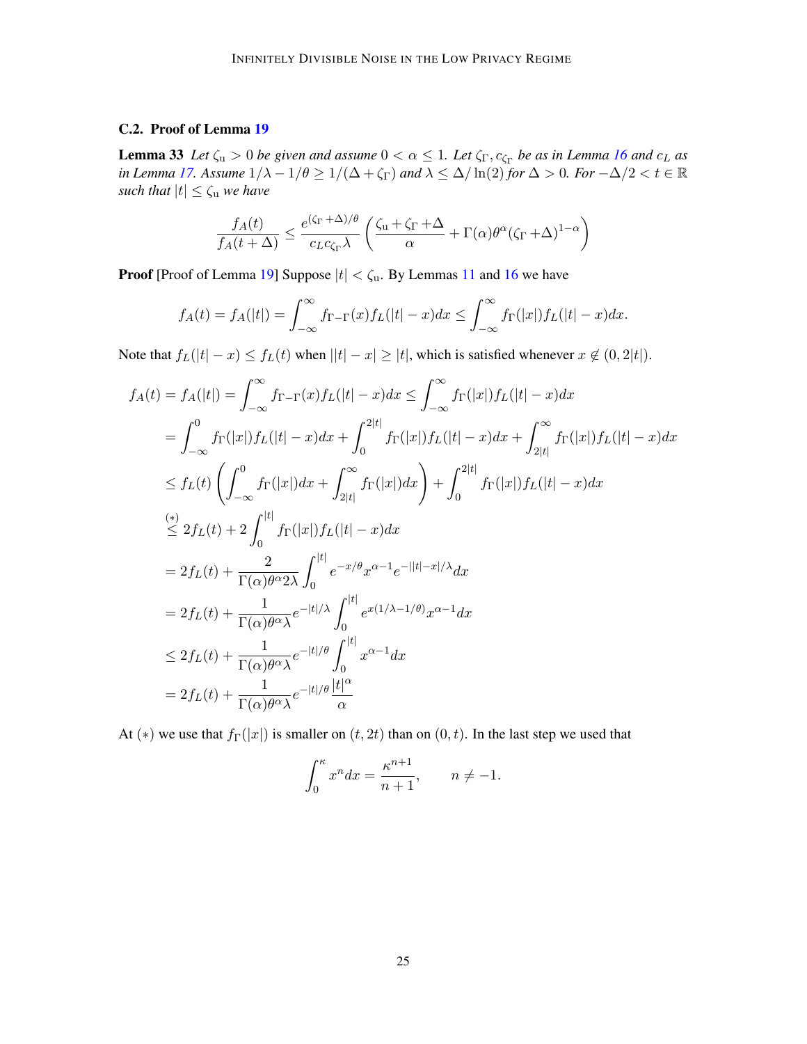### C.2. Proof of Lemma 19

**Lemma 33** *Let $\zeta_{\mathrm{u}} > 0$ be given and assume $0 < \alpha \leq 1$. Let $\zeta_\Gamma, c_{\zeta_\Gamma}$ be as in Lemma 16 and $c_L$ as in Lemma 17. Assume $1/\lambda - 1/\theta \geq 1/(\Delta + \zeta_\Gamma)$ and $\lambda \leq \Delta/\ln(2)$ for $\Delta > 0$. For $-\Delta/2 < t \in \mathbb{R}$ such that $|t| \leq \zeta_{\mathrm{u}}$ we have*

$$\frac{f_A(t)}{f_A(t+\Delta)} \leq \frac{e^{(\zeta_\Gamma + \Delta)/\theta}}{c_L c_{\zeta_\Gamma} \lambda} \left( \frac{\zeta_{\mathrm{u}} + \zeta_\Gamma + \Delta}{\alpha} + \Gamma(\alpha)\theta^\alpha (\zeta_\Gamma + \Delta)^{1-\alpha} \right)$$

**Proof** [Proof of Lemma 19] Suppose $|t| < \zeta_{\mathrm{u}}$. By Lemmas 11 and 16 we have

$$f_A(t) = f_A(|t|) = \int_{-\infty}^{\infty} f_{\Gamma - \Gamma}(x) f_L(|t| - x) dx \leq \int_{-\infty}^{\infty} f_\Gamma(|x|) f_L(|t| - x) dx.$$

Note that $f_L(|t| - x) \leq f_L(t)$ when $||t| - x| \geq |t|$, which is satisfied whenever $x \notin (0, 2|t|)$.

$$\begin{aligned}
f_A(t) = f_A(|t|) &= \int_{-\infty}^{\infty} f_{\Gamma-\Gamma}(x) f_L(|t| - x) dx \leq \int_{-\infty}^{\infty} f_\Gamma(|x|) f_L(|t| - x) dx \\
&= \int_{-\infty}^{0} f_\Gamma(|x|) f_L(|t| - x) dx + \int_{0}^{2|t|} f_\Gamma(|x|) f_L(|t| - x) dx + \int_{2|t|}^{\infty} f_\Gamma(|x|) f_L(|t| - x) dx \\
&\leq f_L(t) \left( \int_{-\infty}^{0} f_\Gamma(|x|) dx + \int_{2|t|}^{\infty} f_\Gamma(|x|) dx \right) + \int_{0}^{2|t|} f_\Gamma(|x|) f_L(|t| - x) dx \\
&\overset{(*)}{\leq} 2 f_L(t) + 2 \int_{0}^{|t|} f_\Gamma(|x|) f_L(|t| - x) dx \\
&= 2 f_L(t) + \frac{2}{\Gamma(\alpha)\theta^\alpha 2\lambda} \int_{0}^{|t|} e^{-x/\theta} x^{\alpha-1} e^{-||t| - x|/\lambda} dx \\
&= 2 f_L(t) + \frac{1}{\Gamma(\alpha)\theta^\alpha \lambda} e^{-|t|/\lambda} \int_{0}^{|t|} e^{x(1/\lambda - 1/\theta)} x^{\alpha-1} dx \\
&\leq 2 f_L(t) + \frac{1}{\Gamma(\alpha)\theta^\alpha \lambda} e^{-|t|/\theta} \int_{0}^{|t|} x^{\alpha-1} dx \\
&= 2 f_L(t) + \frac{1}{\Gamma(\alpha)\theta^\alpha \lambda} e^{-|t|/\theta} \frac{|t|^\alpha}{\alpha}
\end{aligned}$$

At $(*)$ we use that $f_\Gamma(|x|)$ is smaller on $(t, 2t)$ than on $(0, t)$. In the last step we used that

$$\int_0^\kappa x^n dx = \frac{\kappa^{n+1}}{n+1}, \qquad n \neq -1.$$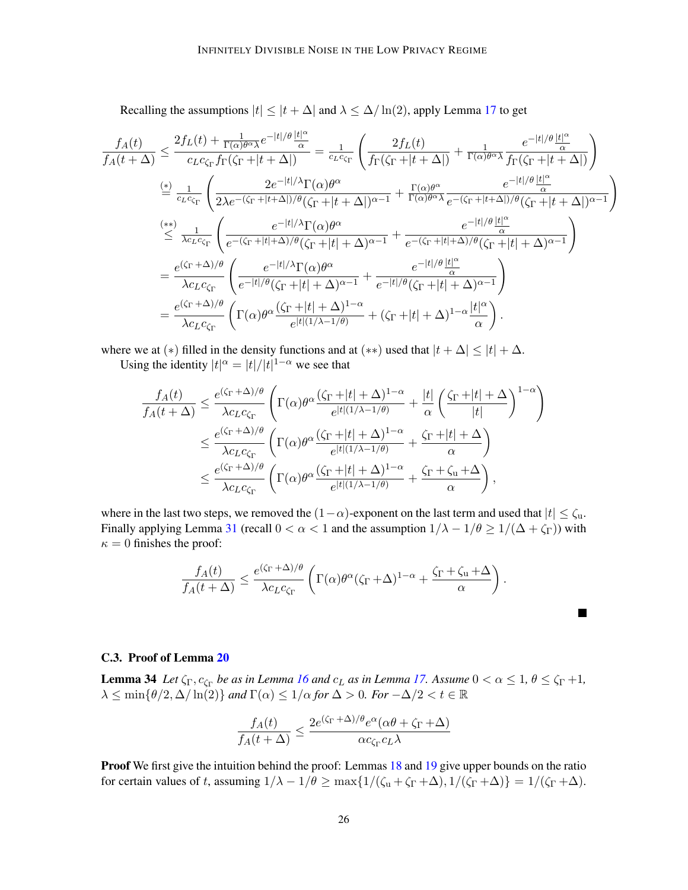Recalling the assumptions $|t| \leq |t+\Delta|$ and $\lambda \leq \Delta/\ln(2)$, apply Lemma 17 to get

$$
\begin{aligned}
\frac{f_A(t)}{f_A(t+\Delta)} &\leq \frac{2f_L(t) + \frac{1}{\Gamma(\alpha)\theta^\alpha\lambda} e^{-|t|/\theta}\frac{|t|^\alpha}{\alpha}}{c_L c_{\zeta_\Gamma} f_\Gamma(\zeta_\Gamma + |t+\Delta|)} = \tfrac{1}{c_L c_{\zeta_\Gamma}}\left(\frac{2f_L(t)}{f_\Gamma(\zeta_\Gamma + |t+\Delta|)} + \tfrac{1}{\Gamma(\alpha)\theta^\alpha\lambda}\frac{e^{-|t|/\theta}\frac{|t|^\alpha}{\alpha}}{f_\Gamma(\zeta_\Gamma + |t+\Delta|)}\right) \\
&\overset{(*)}{=} \tfrac{1}{c_L c_{\zeta_\Gamma}}\left(\frac{2e^{-|t|/\lambda}\Gamma(\alpha)\theta^\alpha}{2\lambda e^{-(\zeta_\Gamma + |t+\Delta|)/\theta}(\zeta_\Gamma + |t+\Delta|)^{\alpha-1}} + \tfrac{\Gamma(\alpha)\theta^\alpha}{\Gamma(\alpha)\theta^\alpha\lambda}\frac{e^{-|t|/\theta}\frac{|t|^\alpha}{\alpha}}{e^{-(\zeta_\Gamma + |t+\Delta|)/\theta}(\zeta_\Gamma + |t+\Delta|)^{\alpha-1}}\right) \\
&\overset{(**)}{\leq} \tfrac{1}{\lambda c_L c_{\zeta_\Gamma}}\left(\frac{e^{-|t|/\lambda}\Gamma(\alpha)\theta^\alpha}{e^{-(\zeta_\Gamma + |t|+\Delta)/\theta}(\zeta_\Gamma + |t| + \Delta)^{\alpha-1}} + \frac{e^{-|t|/\theta}\frac{|t|^\alpha}{\alpha}}{e^{-(\zeta_\Gamma + |t|+\Delta)/\theta}(\zeta_\Gamma + |t| + \Delta)^{\alpha-1}}\right) \\
&= \frac{e^{(\zeta_\Gamma + \Delta)/\theta}}{\lambda c_L c_{\zeta_\Gamma}}\left(\frac{e^{-|t|/\lambda}\Gamma(\alpha)\theta^\alpha}{e^{-|t|/\theta}(\zeta_\Gamma + |t| + \Delta)^{\alpha-1}} + \frac{e^{-|t|/\theta}\frac{|t|^\alpha}{\alpha}}{e^{-|t|/\theta}(\zeta_\Gamma + |t| + \Delta)^{\alpha-1}}\right) \\
&= \frac{e^{(\zeta_\Gamma + \Delta)/\theta}}{\lambda c_L c_{\zeta_\Gamma}}\left(\Gamma(\alpha)\theta^\alpha\frac{(\zeta_\Gamma + |t| + \Delta)^{1-\alpha}}{e^{|t|(1/\lambda - 1/\theta)}} + (\zeta_\Gamma + |t| + \Delta)^{1-\alpha}\frac{|t|^\alpha}{\alpha}\right).
\end{aligned}
$$

where we at $(*)$ filled in the density functions and at $(**)$ used that $|t+\Delta| \leq |t| + \Delta$.

Using the identity $|t|^\alpha = |t|/|t|^{1-\alpha}$ we see that

$$
\begin{aligned}
\frac{f_A(t)}{f_A(t+\Delta)} &\leq \frac{e^{(\zeta_\Gamma + \Delta)/\theta}}{\lambda c_L c_{\zeta_\Gamma}}\left(\Gamma(\alpha)\theta^\alpha\frac{(\zeta_\Gamma + |t| + \Delta)^{1-\alpha}}{e^{|t|(1/\lambda - 1/\theta)}} + \frac{|t|}{\alpha}\left(\frac{\zeta_\Gamma + |t| + \Delta}{|t|}\right)^{1-\alpha}\right) \\
&\leq \frac{e^{(\zeta_\Gamma + \Delta)/\theta}}{\lambda c_L c_{\zeta_\Gamma}}\left(\Gamma(\alpha)\theta^\alpha\frac{(\zeta_\Gamma + |t| + \Delta)^{1-\alpha}}{e^{|t|(1/\lambda - 1/\theta)}} + \frac{\zeta_\Gamma + |t| + \Delta}{\alpha}\right) \\
&\leq \frac{e^{(\zeta_\Gamma + \Delta)/\theta}}{\lambda c_L c_{\zeta_\Gamma}}\left(\Gamma(\alpha)\theta^\alpha\frac{(\zeta_\Gamma + |t| + \Delta)^{1-\alpha}}{e^{|t|(1/\lambda - 1/\theta)}} + \frac{\zeta_\Gamma + \zeta_u + \Delta}{\alpha}\right),
\end{aligned}
$$

where in the last two steps, we removed the $(1-\alpha)$-exponent on the last term and used that $|t| \leq \zeta_u$. Finally applying Lemma 31 (recall $0 < \alpha < 1$ and the assumption $1/\lambda - 1/\theta \geq 1/(\Delta + \zeta_\Gamma)$) with $\kappa = 0$ finishes the proof:

$$
\frac{f_A(t)}{f_A(t+\Delta)} \leq \frac{e^{(\zeta_\Gamma + \Delta)/\theta}}{\lambda c_L c_{\zeta_\Gamma}}\left(\Gamma(\alpha)\theta^\alpha(\zeta_\Gamma + \Delta)^{1-\alpha} + \frac{\zeta_\Gamma + \zeta_u + \Delta}{\alpha}\right).
$$

■

### C.3. Proof of Lemma 20

**Lemma 34** *Let $\zeta_\Gamma, c_{\zeta_\Gamma}$ be as in Lemma 16 and $c_L$ as in Lemma 17. Assume $0 < \alpha \leq 1$, $\theta \leq \zeta_\Gamma + 1$, $\lambda \leq \min\{\theta/2, \Delta/\ln(2)\}$ and $\Gamma(\alpha) \leq 1/\alpha$ for $\Delta > 0$. For $-\Delta/2 < t \in \mathbb{R}$*

$$
\frac{f_A(t)}{f_A(t+\Delta)} \leq \frac{2e^{(\zeta_\Gamma + \Delta)/\theta}e^\alpha(\alpha\theta + \zeta_\Gamma + \Delta)}{\alpha c_{\zeta_\Gamma} c_L \lambda}
$$

**Proof** We first give the intuition behind the proof: Lemmas 18 and 19 give upper bounds on the ratio for certain values of $t$, assuming $1/\lambda - 1/\theta \geq \max\{1/(\zeta_u + \zeta_\Gamma + \Delta), 1/(\zeta_\Gamma + \Delta)\} = 1/(\zeta_\Gamma + \Delta)$.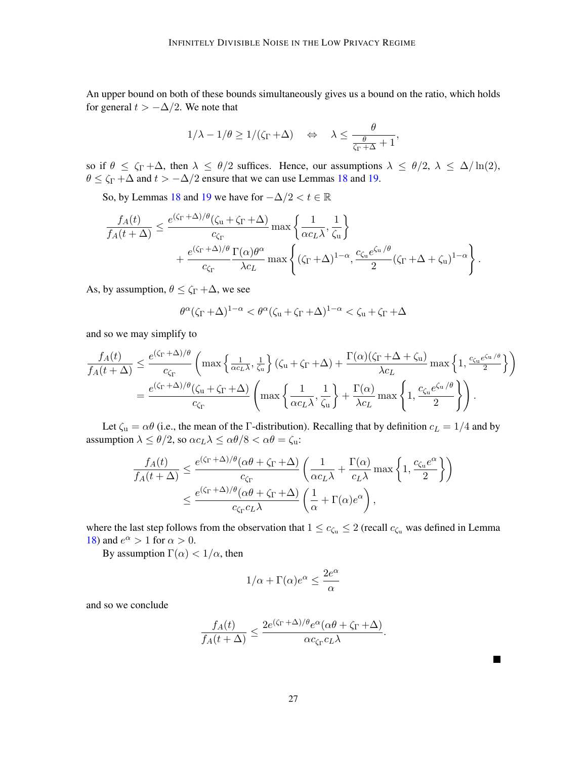An upper bound on both of these bounds simultaneously gives us a bound on the ratio, which holds for general $t > -\Delta/2$. We note that

$$1/\lambda - 1/\theta \geq 1/(\zeta_\Gamma + \Delta) \quad \Leftrightarrow \quad \lambda \leq \frac{\theta}{\frac{\theta}{\zeta_\Gamma + \Delta} + 1},$$

so if $\theta \leq \zeta_\Gamma + \Delta$, then $\lambda \leq \theta/2$ suffices. Hence, our assumptions $\lambda \leq \theta/2$, $\lambda \leq \Delta/\ln(2)$, $\theta \leq \zeta_\Gamma + \Delta$ and $t > -\Delta/2$ ensure that we can use Lemmas 18 and 19.

So, by Lemmas 18 and 19 we have for $-\Delta/2 < t \in \mathbb{R}$

$$\frac{f_A(t)}{f_A(t+\Delta)} \leq \frac{e^{(\zeta_\Gamma + \Delta)/\theta}(\zeta_\mathrm{u} + \zeta_\Gamma + \Delta)}{c_{\zeta_\Gamma}} \max\left\{\frac{1}{\alpha c_L \lambda}, \frac{1}{\zeta_\mathrm{u}}\right\} + \frac{e^{(\zeta_\Gamma + \Delta)/\theta}}{c_{\zeta_\Gamma}} \frac{\Gamma(\alpha)\theta^\alpha}{\lambda c_L} \max\left\{(\zeta_\Gamma + \Delta)^{1-\alpha}, \frac{c_{\zeta_\mathrm{u}} e^{\zeta_\mathrm{u}/\theta}}{2}(\zeta_\Gamma + \Delta + \zeta_\mathrm{u})^{1-\alpha}\right\}.$$

As, by assumption, $\theta \leq \zeta_\Gamma + \Delta$, we see

$$\theta^\alpha(\zeta_\Gamma + \Delta)^{1-\alpha} < \theta^\alpha(\zeta_\mathrm{u} + \zeta_\Gamma + \Delta)^{1-\alpha} < \zeta_\mathrm{u} + \zeta_\Gamma + \Delta$$

and so we may simplify to

$$\begin{aligned}
\frac{f_A(t)}{f_A(t+\Delta)} &\leq \frac{e^{(\zeta_\Gamma + \Delta)/\theta}}{c_{\zeta_\Gamma}} \left( \max\left\{\tfrac{1}{\alpha c_L \lambda}, \tfrac{1}{\zeta_\mathrm{u}}\right\}(\zeta_\mathrm{u} + \zeta_\Gamma + \Delta) + \frac{\Gamma(\alpha)(\zeta_\Gamma + \Delta + \zeta_\mathrm{u})}{\lambda c_L} \max\left\{1, \tfrac{c_{\zeta_\mathrm{u}} e^{\zeta_\mathrm{u}/\theta}}{2}\right\} \right) \\
&= \frac{e^{(\zeta_\Gamma + \Delta)/\theta}(\zeta_\mathrm{u} + \zeta_\Gamma + \Delta)}{c_{\zeta_\Gamma}} \left( \max\left\{\frac{1}{\alpha c_L \lambda}, \frac{1}{\zeta_\mathrm{u}}\right\} + \frac{\Gamma(\alpha)}{\lambda c_L} \max\left\{1, \frac{c_{\zeta_\mathrm{u}} e^{\zeta_\mathrm{u}/\theta}}{2}\right\} \right).
\end{aligned}$$

Let $\zeta_\mathrm{u} = \alpha\theta$ (i.e., the mean of the $\Gamma$-distribution). Recalling that by definition $c_L = 1/4$ and by assumption $\lambda \leq \theta/2$, so $\alpha c_L \lambda \leq \alpha\theta/8 < \alpha\theta = \zeta_\mathrm{u}$:

$$\begin{aligned}
\frac{f_A(t)}{f_A(t+\Delta)} &\leq \frac{e^{(\zeta_\Gamma + \Delta)/\theta}(\alpha\theta + \zeta_\Gamma + \Delta)}{c_{\zeta_\Gamma}} \left( \frac{1}{\alpha c_L \lambda} + \frac{\Gamma(\alpha)}{c_L \lambda} \max\left\{1, \frac{c_{\zeta_\mathrm{u}} e^\alpha}{2}\right\} \right) \\
&\leq \frac{e^{(\zeta_\Gamma + \Delta)/\theta}(\alpha\theta + \zeta_\Gamma + \Delta)}{c_{\zeta_\Gamma} c_L \lambda} \left( \frac{1}{\alpha} + \Gamma(\alpha)e^\alpha \right),
\end{aligned}$$

where the last step follows from the observation that $1 \leq c_{\zeta_\mathrm{u}} \leq 2$ (recall $c_{\zeta_\mathrm{u}}$ was defined in Lemma 18) and $e^\alpha > 1$ for $\alpha > 0$.

By assumption $\Gamma(\alpha) < 1/\alpha$, then

$$1/\alpha + \Gamma(\alpha)e^\alpha \leq \frac{2e^\alpha}{\alpha}$$

and so we conclude

$$\frac{f_A(t)}{f_A(t+\Delta)} \leq \frac{2e^{(\zeta_\Gamma + \Delta)/\theta} e^\alpha (\alpha\theta + \zeta_\Gamma + \Delta)}{\alpha c_{\zeta_\Gamma} c_L \lambda}.$$

■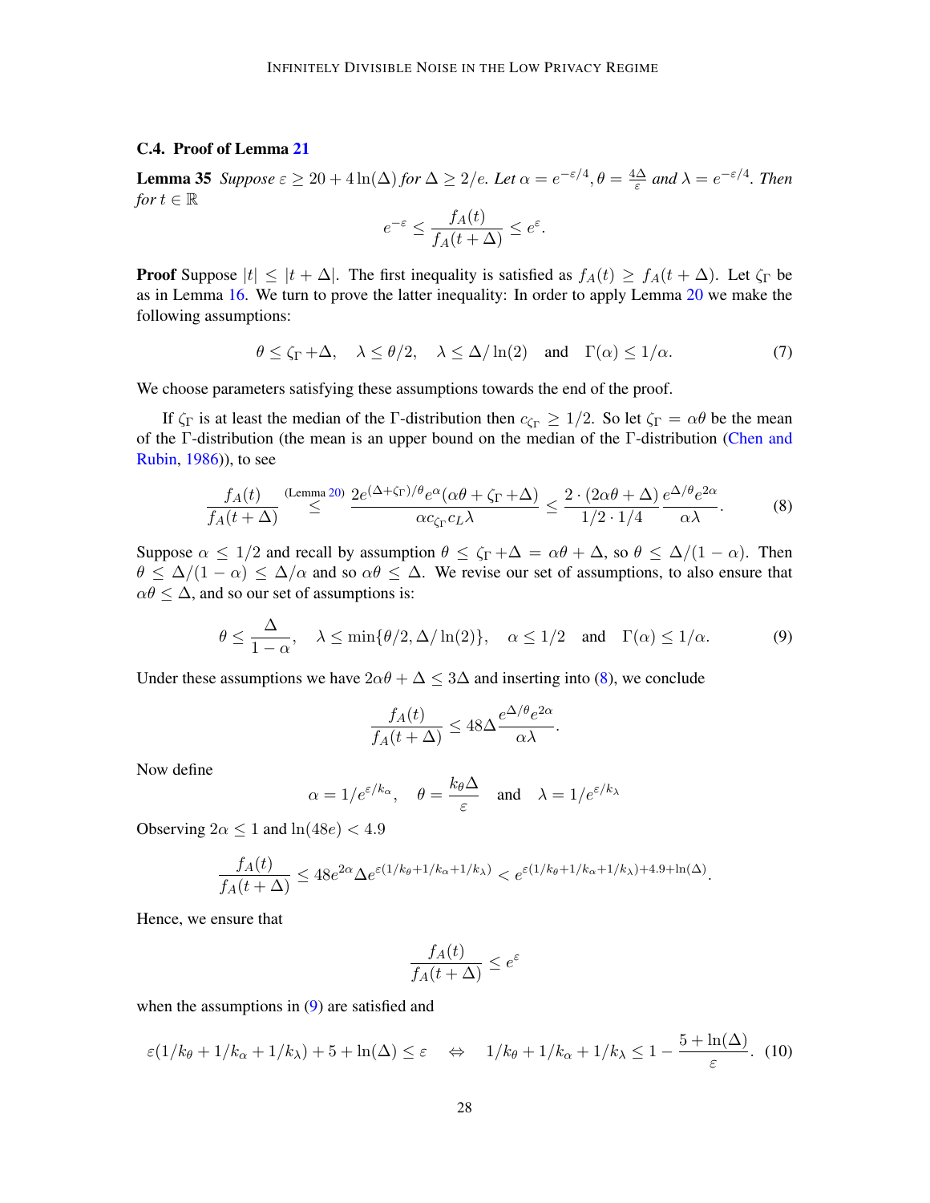### C.4. Proof of Lemma 21

**Lemma 35** *Suppose $\varepsilon \geq 20 + 4\ln(\Delta)$ for $\Delta \geq 2/e$. Let $\alpha = e^{-\varepsilon/4}, \theta = \frac{4\Delta}{\varepsilon}$ and $\lambda = e^{-\varepsilon/4}$. Then for $t \in \mathbb{R}$*

$$e^{-\varepsilon} \leq \frac{f_A(t)}{f_A(t+\Delta)} \leq e^{\varepsilon}.$$

**Proof** Suppose $|t| \leq |t + \Delta|$. The first inequality is satisfied as $f_A(t) \geq f_A(t+\Delta)$. Let $\zeta_\Gamma$ be as in Lemma 16. We turn to prove the latter inequality: In order to apply Lemma 20 we make the following assumptions:

$$\theta \leq \zeta_\Gamma + \Delta, \quad \lambda \leq \theta/2, \quad \lambda \leq \Delta/\ln(2) \quad \text{and} \quad \Gamma(\alpha) \leq 1/\alpha. \tag{7}$$

We choose parameters satisfying these assumptions towards the end of the proof.

If $\zeta_\Gamma$ is at least the median of the $\Gamma$-distribution then $c_{\zeta_\Gamma} \geq 1/2$. So let $\zeta_\Gamma = \alpha\theta$ be the mean of the $\Gamma$-distribution (the mean is an upper bound on the median of the $\Gamma$-distribution (Chen and Rubin, 1986)), to see

$$\frac{f_A(t)}{f_A(t+\Delta)} \overset{\text{(Lemma 20)}}{\leq} \frac{2e^{(\Delta+\zeta_\Gamma)/\theta}e^{\alpha}(\alpha\theta + \zeta_\Gamma + \Delta)}{\alpha c_{\zeta_\Gamma} c_L \lambda} \leq \frac{2\cdot(2\alpha\theta + \Delta)}{1/2 \cdot 1/4}\frac{e^{\Delta/\theta}e^{2\alpha}}{\alpha\lambda}. \tag{8}$$

Suppose $\alpha \leq 1/2$ and recall by assumption $\theta \leq \zeta_\Gamma + \Delta = \alpha\theta + \Delta$, so $\theta \leq \Delta/(1-\alpha)$. Then $\theta \leq \Delta/(1-\alpha) \leq \Delta/\alpha$ and so $\alpha\theta \leq \Delta$. We revise our set of assumptions, to also ensure that $\alpha\theta \leq \Delta$, and so our set of assumptions is:

$$\theta \leq \frac{\Delta}{1-\alpha}, \quad \lambda \leq \min\{\theta/2, \Delta/\ln(2)\}, \quad \alpha \leq 1/2 \quad \text{and} \quad \Gamma(\alpha) \leq 1/\alpha. \tag{9}$$

Under these assumptions we have $2\alpha\theta + \Delta \leq 3\Delta$ and inserting into (8), we conclude

$$\frac{f_A(t)}{f_A(t+\Delta)} \leq 48\Delta\frac{e^{\Delta/\theta}e^{2\alpha}}{\alpha\lambda}.$$

Now define

$$\alpha = 1/e^{\varepsilon/k_\alpha}, \quad \theta = \frac{k_\theta\Delta}{\varepsilon} \quad \text{and} \quad \lambda = 1/e^{\varepsilon/k_\lambda}$$

Observing $2\alpha \leq 1$ and $\ln(48e) < 4.9$

$$\frac{f_A(t)}{f_A(t+\Delta)} \leq 48e^{2\alpha}\Delta e^{\varepsilon(1/k_\theta + 1/k_\alpha + 1/k_\lambda)} < e^{\varepsilon(1/k_\theta+1/k_\alpha+1/k_\lambda)+4.9+\ln(\Delta)}.$$

Hence, we ensure that

$$\frac{f_A(t)}{f_A(t+\Delta)} \leq e^{\varepsilon}$$

when the assumptions in (9) are satisfied and

$$\varepsilon(1/k_\theta + 1/k_\alpha + 1/k_\lambda) + 5 + \ln(\Delta) \leq \varepsilon \quad \Leftrightarrow \quad 1/k_\theta + 1/k_\alpha + 1/k_\lambda \leq 1 - \frac{5+\ln(\Delta)}{\varepsilon}. \tag{10}$$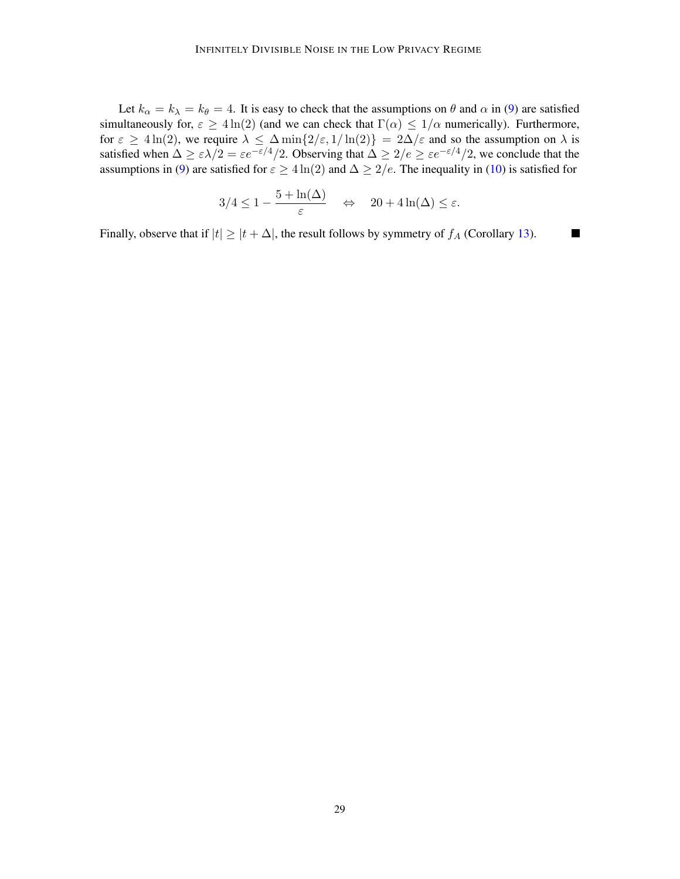Let $k_\alpha = k_\lambda = k_\theta = 4$. It is easy to check that the assumptions on $\theta$ and $\alpha$ in (9) are satisfied simultaneously for, $\varepsilon \geq 4\ln(2)$ (and we can check that $\Gamma(\alpha) \leq 1/\alpha$ numerically). Furthermore, for $\varepsilon \geq 4\ln(2)$, we require $\lambda \leq \Delta \min\{2/\varepsilon, 1/\ln(2)\} = 2\Delta/\varepsilon$ and so the assumption on $\lambda$ is satisfied when $\Delta \geq \varepsilon\lambda/2 = \varepsilon e^{-\varepsilon/4}/2$. Observing that $\Delta \geq 2/e \geq \varepsilon e^{-\varepsilon/4}/2$, we conclude that the assumptions in (9) are satisfied for $\varepsilon \geq 4\ln(2)$ and $\Delta \geq 2/e$. The inequality in (10) is satisfied for

$$3/4 \leq 1 - \frac{5 + \ln(\Delta)}{\varepsilon} \quad \Leftrightarrow \quad 20 + 4\ln(\Delta) \leq \varepsilon.$$

Finally, observe that if $|t| \geq |t + \Delta|$, the result follows by symmetry of $f_A$ (Corollary 13). ■